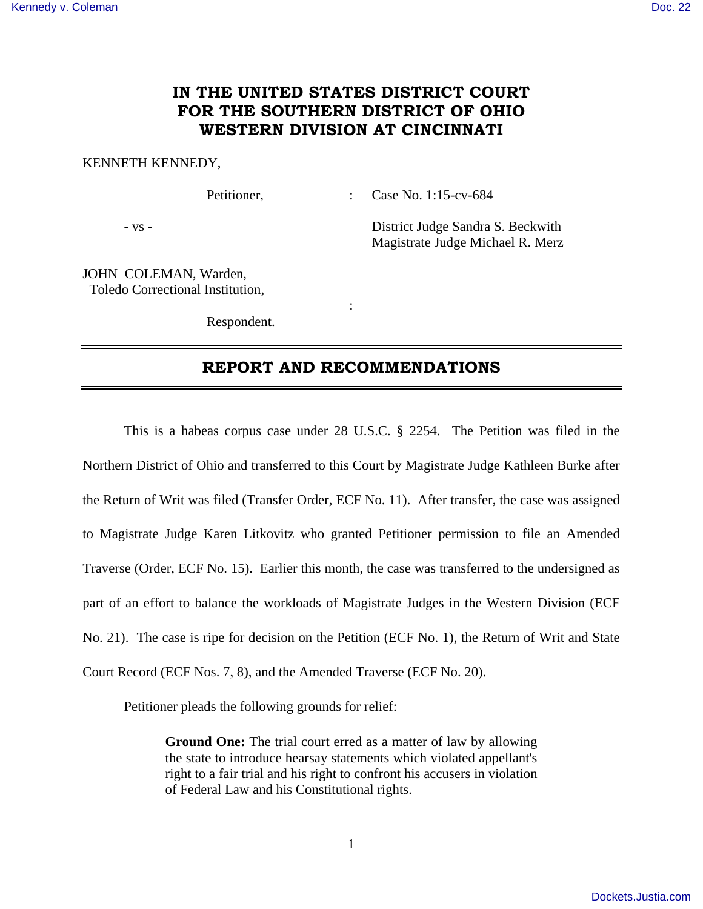# IN THE UNITED STATES DISTRICT COURT FOR THE SOUTHERN DISTRICT OF OHIO WESTERN DIVISION AT CINCINNATI

KENNETH KENNEDY,

Petitioner, : Case No. 1:15-cv-684

\- vs - District Judge Sandra S. Beckwith
Magistrate Judge Michael R. Merz

JOHN COLEMAN, Warden,
Toledo Correctional Institution,

:

Respondent.

## REPORT AND RECOMMENDATIONS

This is a habeas corpus case under 28 U.S.C. § 2254. The Petition was filed in the Northern District of Ohio and transferred to this Court by Magistrate Judge Kathleen Burke after the Return of Writ was filed (Transfer Order, ECF No. 11). After transfer, the case was assigned to Magistrate Judge Karen Litkovitz who granted Petitioner permission to file an Amended Traverse (Order, ECF No. 15). Earlier this month, the case was transferred to the undersigned as part of an effort to balance the workloads of Magistrate Judges in the Western Division (ECF No. 21). The case is ripe for decision on the Petition (ECF No. 1), the Return of Writ and State Court Record (ECF Nos. 7, 8), and the Amended Traverse (ECF No. 20).

Petitioner pleads the following grounds for relief:

> **Ground One:** The trial court erred as a matter of law by allowing the state to introduce hearsay statements which violated appellant's right to a fair trial and his right to confront his accusers in violation of Federal Law and his Constitutional rights.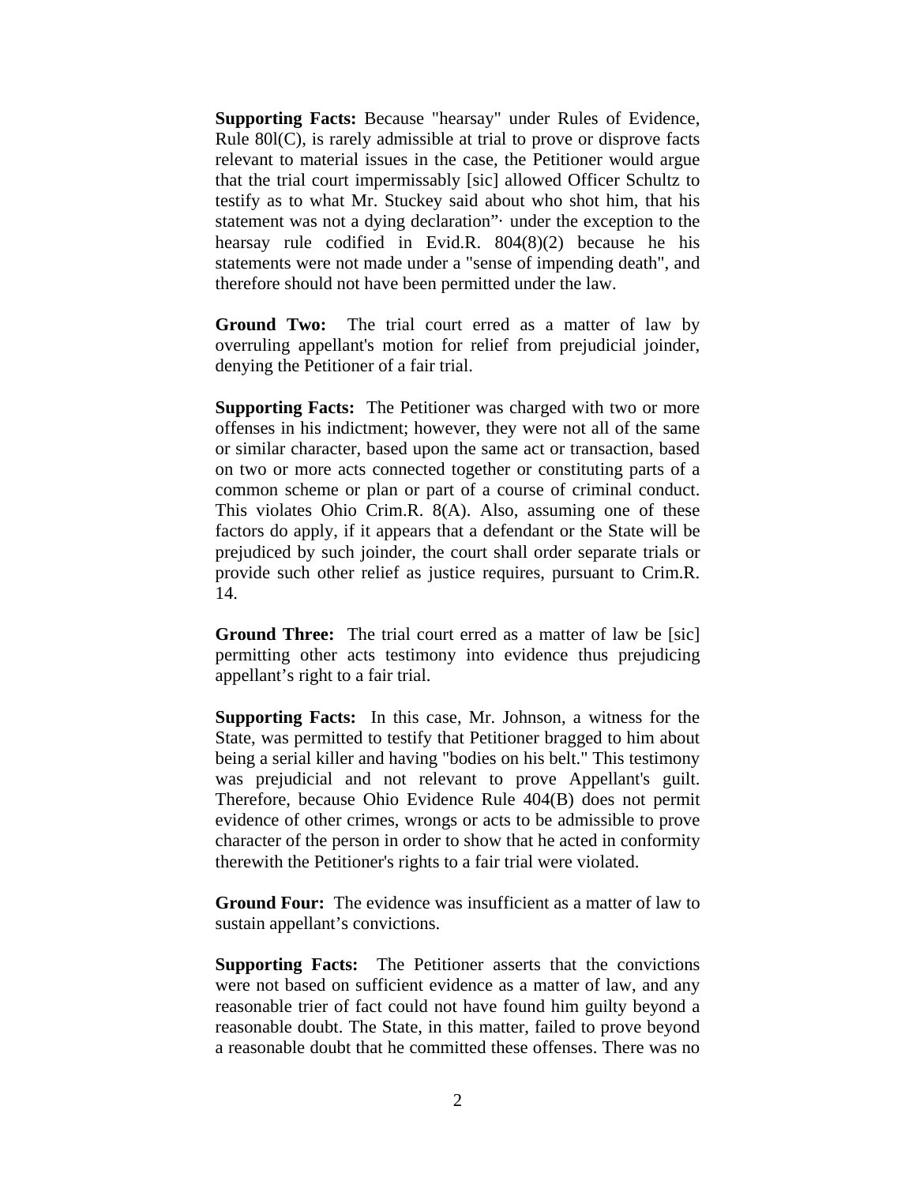**Supporting Facts:** Because "hearsay" under Rules of Evidence, Rule 80l(C), is rarely admissible at trial to prove or disprove facts relevant to material issues in the case, the Petitioner would argue that the trial court impermissably [sic] allowed Officer Schultz to testify as to what Mr. Stuckey said about who shot him, that his statement was not a dying declaration"· under the exception to the hearsay rule codified in Evid.R. 804(8)(2) because he his statements were not made under a "sense of impending death", and therefore should not have been permitted under the law.

**Ground Two:** The trial court erred as a matter of law by overruling appellant's motion for relief from prejudicial joinder, denying the Petitioner of a fair trial.

**Supporting Facts:** The Petitioner was charged with two or more offenses in his indictment; however, they were not all of the same or similar character, based upon the same act or transaction, based on two or more acts connected together or constituting parts of a common scheme or plan or part of a course of criminal conduct. This violates Ohio Crim.R. 8(A). Also, assuming one of these factors do apply, if it appears that a defendant or the State will be prejudiced by such joinder, the court shall order separate trials or provide such other relief as justice requires, pursuant to Crim.R. 14.

**Ground Three:** The trial court erred as a matter of law be [sic] permitting other acts testimony into evidence thus prejudicing appellant's right to a fair trial.

**Supporting Facts:** In this case, Mr. Johnson, a witness for the State, was permitted to testify that Petitioner bragged to him about being a serial killer and having "bodies on his belt." This testimony was prejudicial and not relevant to prove Appellant's guilt. Therefore, because Ohio Evidence Rule 404(B) does not permit evidence of other crimes, wrongs or acts to be admissible to prove character of the person in order to show that he acted in conformity therewith the Petitioner's rights to a fair trial were violated.

**Ground Four:** The evidence was insufficient as a matter of law to sustain appellant's convictions.

**Supporting Facts:** The Petitioner asserts that the convictions were not based on sufficient evidence as a matter of law, and any reasonable trier of fact could not have found him guilty beyond a reasonable doubt. The State, in this matter, failed to prove beyond a reasonable doubt that he committed these offenses. There was no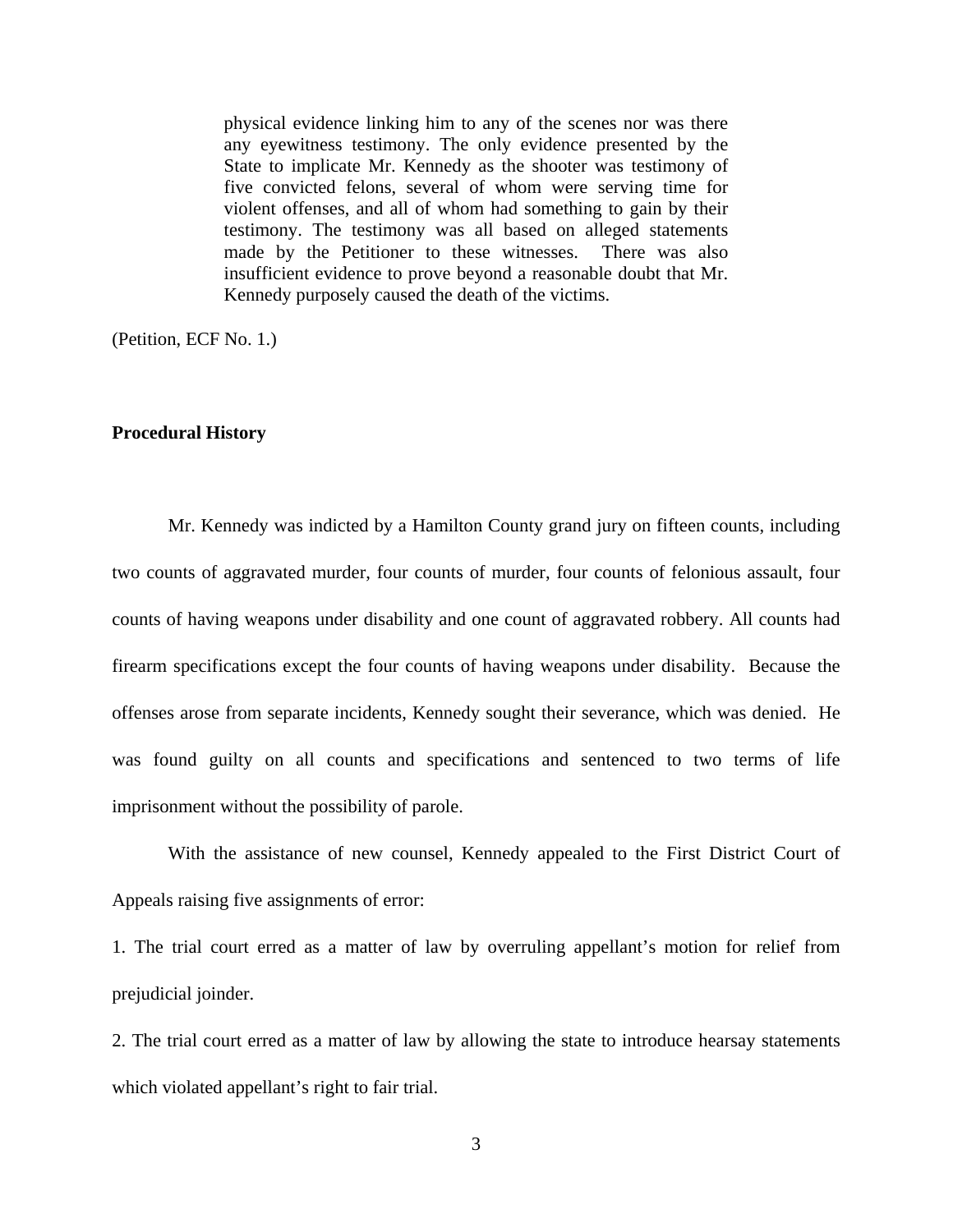> physical evidence linking him to any of the scenes nor was there any eyewitness testimony. The only evidence presented by the State to implicate Mr. Kennedy as the shooter was testimony of five convicted felons, several of whom were serving time for violent offenses, and all of whom had something to gain by their testimony. The testimony was all based on alleged statements made by the Petitioner to these witnesses. There was also insufficient evidence to prove beyond a reasonable doubt that Mr. Kennedy purposely caused the death of the victims.

(Petition, ECF No. 1.)

**Procedural History**

Mr. Kennedy was indicted by a Hamilton County grand jury on fifteen counts, including two counts of aggravated murder, four counts of murder, four counts of felonious assault, four counts of having weapons under disability and one count of aggravated robbery. All counts had firearm specifications except the four counts of having weapons under disability. Because the offenses arose from separate incidents, Kennedy sought their severance, which was denied. He was found guilty on all counts and specifications and sentenced to two terms of life imprisonment without the possibility of parole.

With the assistance of new counsel, Kennedy appealed to the First District Court of Appeals raising five assignments of error:

1. The trial court erred as a matter of law by overruling appellant's motion for relief from prejudicial joinder.

2. The trial court erred as a matter of law by allowing the state to introduce hearsay statements which violated appellant's right to fair trial.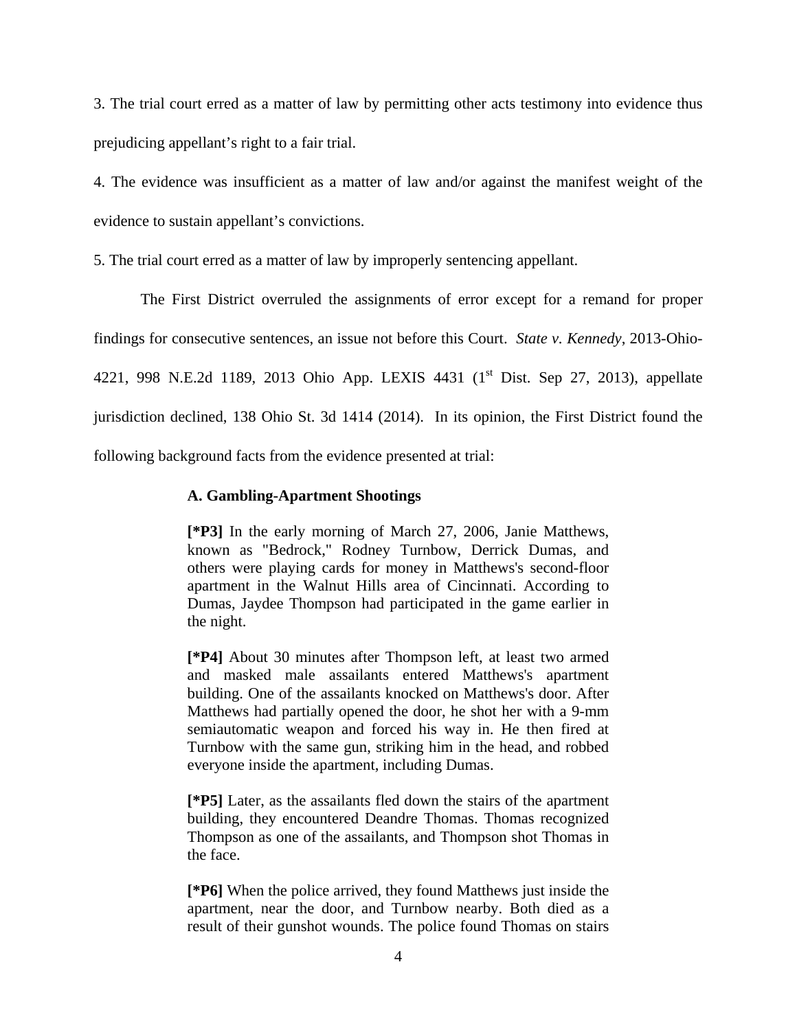3. The trial court erred as a matter of law by permitting other acts testimony into evidence thus prejudicing appellant's right to a fair trial.

4. The evidence was insufficient as a matter of law and/or against the manifest weight of the evidence to sustain appellant's convictions.

5. The trial court erred as a matter of law by improperly sentencing appellant.

The First District overruled the assignments of error except for a remand for proper findings for consecutive sentences, an issue not before this Court. *State v. Kennedy*, 2013-Ohio-4221, 998 N.E.2d 1189, 2013 Ohio App. LEXIS 4431 (1st Dist. Sep 27, 2013), appellate jurisdiction declined, 138 Ohio St. 3d 1414 (2014). In its opinion, the First District found the following background facts from the evidence presented at trial:

> **A. Gambling-Apartment Shootings**
>
> **[*P3]** In the early morning of March 27, 2006, Janie Matthews, known as "Bedrock," Rodney Turnbow, Derrick Dumas, and others were playing cards for money in Matthews's second-floor apartment in the Walnut Hills area of Cincinnati. According to Dumas, Jaydee Thompson had participated in the game earlier in the night.
>
> **[*P4]** About 30 minutes after Thompson left, at least two armed and masked male assailants entered Matthews's apartment building. One of the assailants knocked on Matthews's door. After Matthews had partially opened the door, he shot her with a 9-mm semiautomatic weapon and forced his way in. He then fired at Turnbow with the same gun, striking him in the head, and robbed everyone inside the apartment, including Dumas.
>
> **[*P5]** Later, as the assailants fled down the stairs of the apartment building, they encountered Deandre Thomas. Thomas recognized Thompson as one of the assailants, and Thompson shot Thomas in the face.
>
> **[*P6]** When the police arrived, they found Matthews just inside the apartment, near the door, and Turnbow nearby. Both died as a result of their gunshot wounds. The police found Thomas on stairs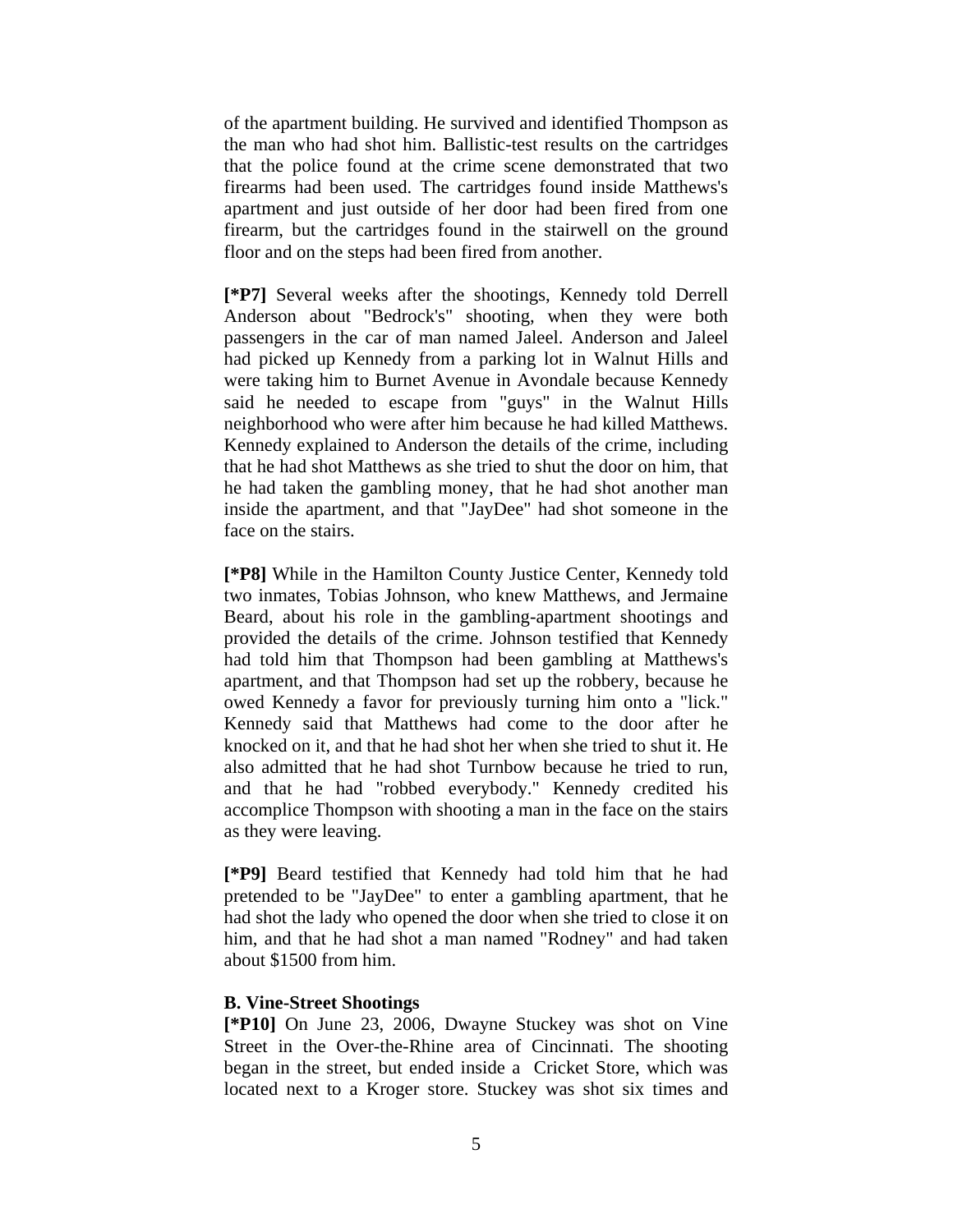of the apartment building. He survived and identified Thompson as the man who had shot him. Ballistic-test results on the cartridges that the police found at the crime scene demonstrated that two firearms had been used. The cartridges found inside Matthews's apartment and just outside of her door had been fired from one firearm, but the cartridges found in the stairwell on the ground floor and on the steps had been fired from another.

**[*P7]** Several weeks after the shootings, Kennedy told Derrell Anderson about "Bedrock's" shooting, when they were both passengers in the car of man named Jaleel. Anderson and Jaleel had picked up Kennedy from a parking lot in Walnut Hills and were taking him to Burnet Avenue in Avondale because Kennedy said he needed to escape from "guys" in the Walnut Hills neighborhood who were after him because he had killed Matthews. Kennedy explained to Anderson the details of the crime, including that he had shot Matthews as she tried to shut the door on him, that he had taken the gambling money, that he had shot another man inside the apartment, and that "JayDee" had shot someone in the face on the stairs.

**[*P8]** While in the Hamilton County Justice Center, Kennedy told two inmates, Tobias Johnson, who knew Matthews, and Jermaine Beard, about his role in the gambling-apartment shootings and provided the details of the crime. Johnson testified that Kennedy had told him that Thompson had been gambling at Matthews's apartment, and that Thompson had set up the robbery, because he owed Kennedy a favor for previously turning him onto a "lick." Kennedy said that Matthews had come to the door after he knocked on it, and that he had shot her when she tried to shut it. He also admitted that he had shot Turnbow because he tried to run, and that he had "robbed everybody." Kennedy credited his accomplice Thompson with shooting a man in the face on the stairs as they were leaving.

**[*P9]** Beard testified that Kennedy had told him that he had pretended to be "JayDee" to enter a gambling apartment, that he had shot the lady who opened the door when she tried to close it on him, and that he had shot a man named "Rodney" and had taken about $1500 from him.

**B. Vine-Street Shootings**

**[*P10]** On June 23, 2006, Dwayne Stuckey was shot on Vine Street in the Over-the-Rhine area of Cincinnati. The shooting began in the street, but ended inside a Cricket Store, which was located next to a Kroger store. Stuckey was shot six times and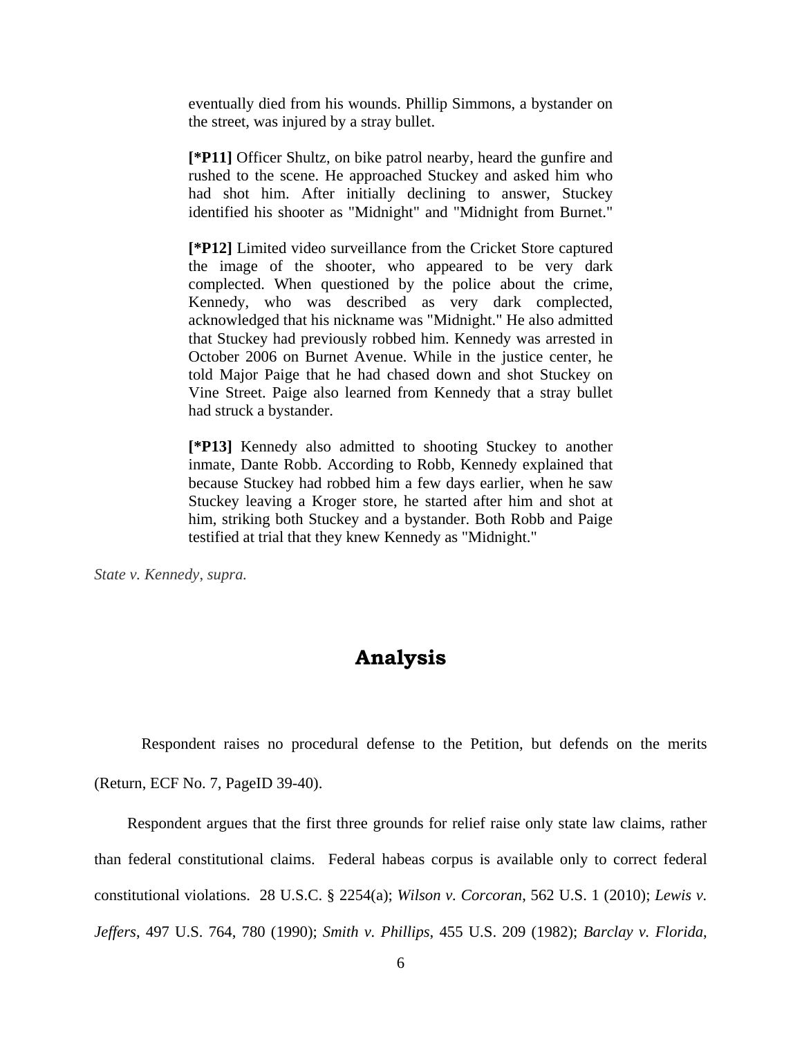> eventually died from his wounds. Phillip Simmons, a bystander on the street, was injured by a stray bullet.
>
> **[*P11]** Officer Shultz, on bike patrol nearby, heard the gunfire and rushed to the scene. He approached Stuckey and asked him who had shot him. After initially declining to answer, Stuckey identified his shooter as "Midnight" and "Midnight from Burnet."
>
> **[*P12]** Limited video surveillance from the Cricket Store captured the image of the shooter, who appeared to be very dark complected. When questioned by the police about the crime, Kennedy, who was described as very dark complected, acknowledged that his nickname was "Midnight." He also admitted that Stuckey had previously robbed him. Kennedy was arrested in October 2006 on Burnet Avenue. While in the justice center, he told Major Paige that he had chased down and shot Stuckey on Vine Street. Paige also learned from Kennedy that a stray bullet had struck a bystander.
>
> **[*P13]** Kennedy also admitted to shooting Stuckey to another inmate, Dante Robb. According to Robb, Kennedy explained that because Stuckey had robbed him a few days earlier, when he saw Stuckey leaving a Kroger store, he started after him and shot at him, striking both Stuckey and a bystander. Both Robb and Paige testified at trial that they knew Kennedy as "Midnight."

*State v. Kennedy*, *supra.*

# Analysis

Respondent raises no procedural defense to the Petition, but defends on the merits (Return, ECF No. 7, PageID 39-40).

Respondent argues that the first three grounds for relief raise only state law claims, rather than federal constitutional claims. Federal habeas corpus is available only to correct federal constitutional violations. 28 U.S.C. § 2254(a); *Wilson v. Corcoran*, 562 U.S. 1 (2010); *Lewis v. Jeffers*, 497 U.S. 764, 780 (1990); *Smith v. Phillips*, 455 U.S. 209 (1982); *Barclay v. Florida*,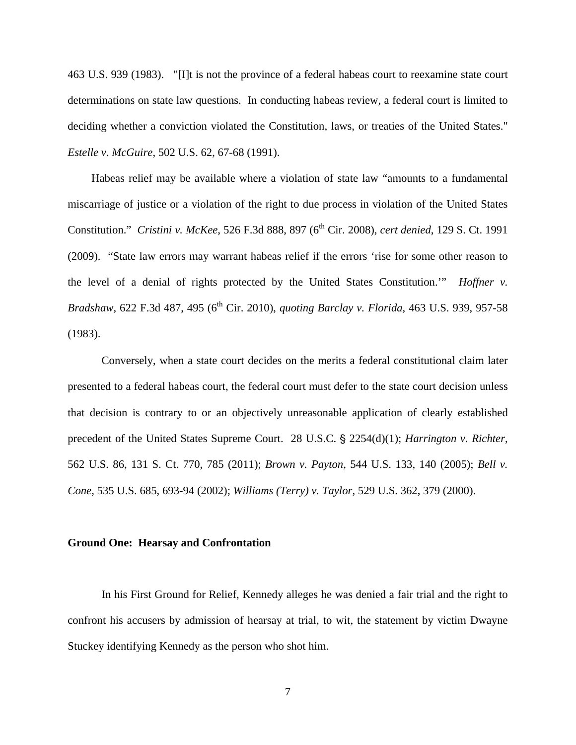463 U.S. 939 (1983). "[I]t is not the province of a federal habeas court to reexamine state court determinations on state law questions. In conducting habeas review, a federal court is limited to deciding whether a conviction violated the Constitution, laws, or treaties of the United States." *Estelle v. McGuire*, 502 U.S. 62, 67-68 (1991).

Habeas relief may be available where a violation of state law "amounts to a fundamental miscarriage of justice or a violation of the right to due process in violation of the United States Constitution." *Cristini v. McKee*, 526 F.3d 888, 897 (6th Cir. 2008), *cert denied*, 129 S. Ct. 1991 (2009). "State law errors may warrant habeas relief if the errors 'rise for some other reason to the level of a denial of rights protected by the United States Constitution.'" *Hoffner v. Bradshaw*, 622 F.3d 487, 495 (6th Cir. 2010), *quoting Barclay v. Florida*, 463 U.S. 939, 957-58 (1983).

Conversely, when a state court decides on the merits a federal constitutional claim later presented to a federal habeas court, the federal court must defer to the state court decision unless that decision is contrary to or an objectively unreasonable application of clearly established precedent of the United States Supreme Court. 28 U.S.C. § 2254(d)(1); *Harrington v. Richter*, 562 U.S. 86, 131 S. Ct. 770, 785 (2011); *Brown v. Payton*, 544 U.S. 133, 140 (2005); *Bell v. Cone*, 535 U.S. 685, 693-94 (2002); *Williams (Terry) v. Taylor*, 529 U.S. 362, 379 (2000).

**Ground One: Hearsay and Confrontation**

In his First Ground for Relief, Kennedy alleges he was denied a fair trial and the right to confront his accusers by admission of hearsay at trial, to wit, the statement by victim Dwayne Stuckey identifying Kennedy as the person who shot him.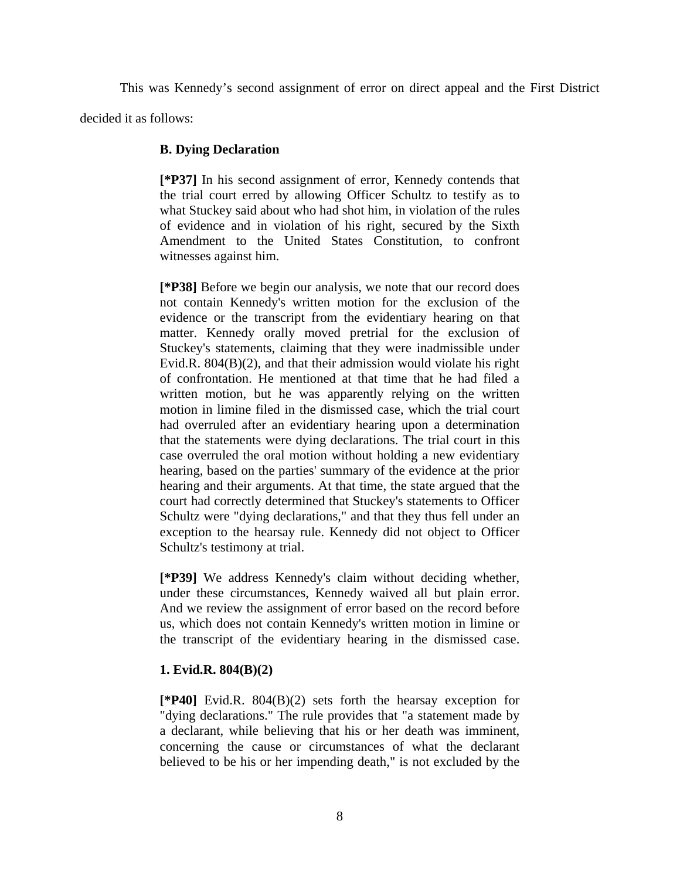This was Kennedy's second assignment of error on direct appeal and the First District decided it as follows:

> **B. Dying Declaration**
>
> **[*P37]** In his second assignment of error, Kennedy contends that the trial court erred by allowing Officer Schultz to testify as to what Stuckey said about who had shot him, in violation of the rules of evidence and in violation of his right, secured by the Sixth Amendment to the United States Constitution, to confront witnesses against him.
>
> **[*P38]** Before we begin our analysis, we note that our record does not contain Kennedy's written motion for the exclusion of the evidence or the transcript from the evidentiary hearing on that matter. Kennedy orally moved pretrial for the exclusion of Stuckey's statements, claiming that they were inadmissible under Evid.R. 804(B)(2), and that their admission would violate his right of confrontation. He mentioned at that time that he had filed a written motion, but he was apparently relying on the written motion in limine filed in the dismissed case, which the trial court had overruled after an evidentiary hearing upon a determination that the statements were dying declarations. The trial court in this case overruled the oral motion without holding a new evidentiary hearing, based on the parties' summary of the evidence at the prior hearing and their arguments. At that time, the state argued that the court had correctly determined that Stuckey's statements to Officer Schultz were "dying declarations," and that they thus fell under an exception to the hearsay rule. Kennedy did not object to Officer Schultz's testimony at trial.
>
> **[*P39]** We address Kennedy's claim without deciding whether, under these circumstances, Kennedy waived all but plain error. And we review the assignment of error based on the record before us, which does not contain Kennedy's written motion in limine or the transcript of the evidentiary hearing in the dismissed case.
>
> **1. Evid.R. 804(B)(2)**
>
> **[*P40]** Evid.R. 804(B)(2) sets forth the hearsay exception for "dying declarations." The rule provides that "a statement made by a declarant, while believing that his or her death was imminent, concerning the cause or circumstances of what the declarant believed to be his or her impending death," is not excluded by the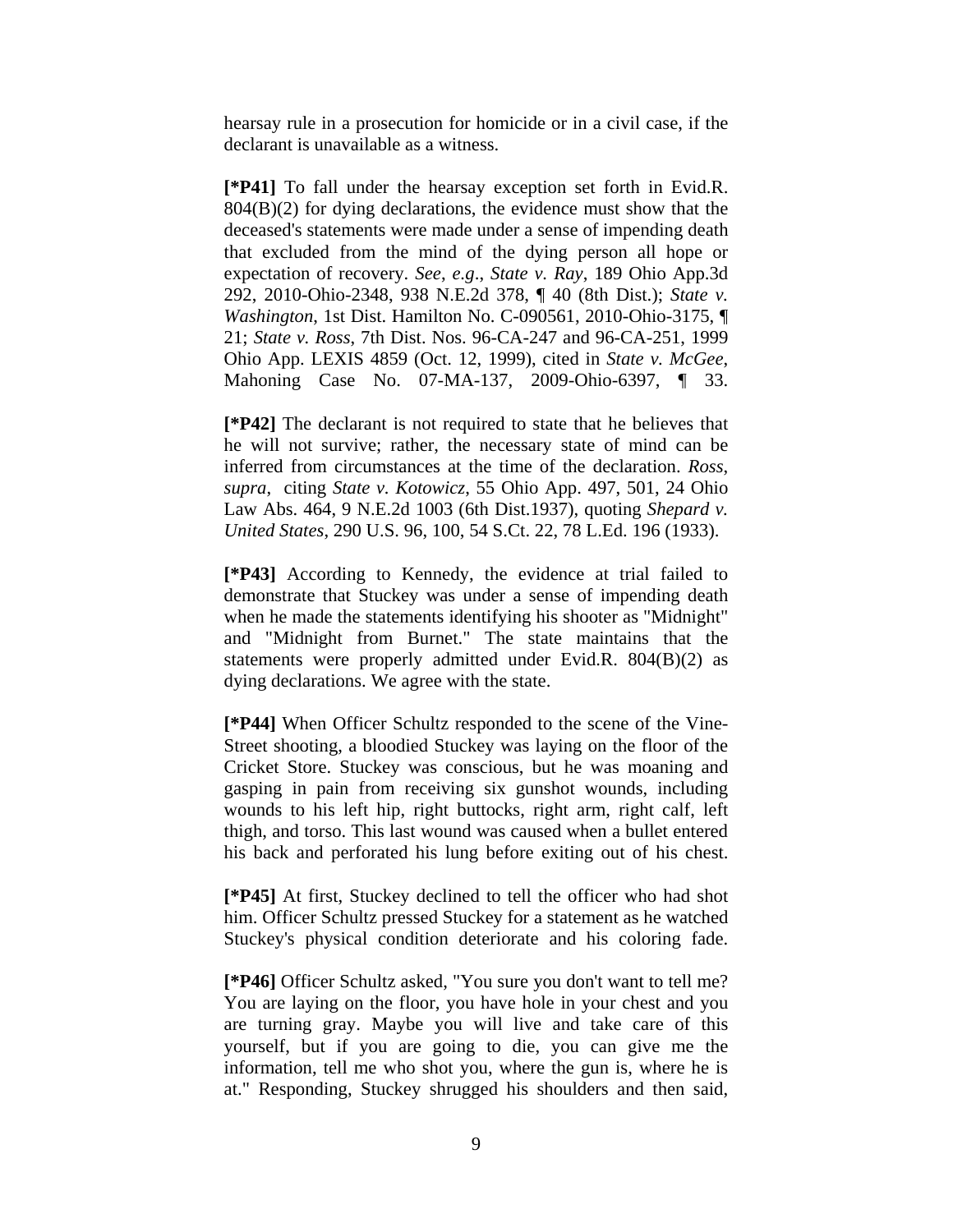hearsay rule in a prosecution for homicide or in a civil case, if the declarant is unavailable as a witness.

**[*P41]** To fall under the hearsay exception set forth in Evid.R. 804(B)(2) for dying declarations, the evidence must show that the deceased's statements were made under a sense of impending death that excluded from the mind of the dying person all hope or expectation of recovery. *See*, *e.g*., *State v. Ray*, 189 Ohio App.3d 292, 2010-Ohio-2348, 938 N.E.2d 378, ¶ 40 (8th Dist.); *State v. Washington*, 1st Dist. Hamilton No. C-090561, 2010-Ohio-3175, ¶ 21; *State v. Ross*, 7th Dist. Nos. 96-CA-247 and 96-CA-251, 1999 Ohio App. LEXIS 4859 (Oct. 12, 1999), cited in *State v. McGee*, Mahoning Case No. 07-MA-137, 2009-Ohio-6397, ¶ 33.

**[*P42]** The declarant is not required to state that he believes that he will not survive; rather, the necessary state of mind can be inferred from circumstances at the time of the declaration. *Ross*, *supra*, citing *State v. Kotowicz*, 55 Ohio App. 497, 501, 24 Ohio Law Abs. 464, 9 N.E.2d 1003 (6th Dist.1937), quoting *Shepard v. United States*, 290 U.S. 96, 100, 54 S.Ct. 22, 78 L.Ed. 196 (1933).

**[*P43]** According to Kennedy, the evidence at trial failed to demonstrate that Stuckey was under a sense of impending death when he made the statements identifying his shooter as "Midnight" and "Midnight from Burnet." The state maintains that the statements were properly admitted under Evid.R. 804(B)(2) as dying declarations. We agree with the state.

**[*P44]** When Officer Schultz responded to the scene of the Vine-Street shooting, a bloodied Stuckey was laying on the floor of the Cricket Store. Stuckey was conscious, but he was moaning and gasping in pain from receiving six gunshot wounds, including wounds to his left hip, right buttocks, right arm, right calf, left thigh, and torso. This last wound was caused when a bullet entered his back and perforated his lung before exiting out of his chest.

**[*P45]** At first, Stuckey declined to tell the officer who had shot him. Officer Schultz pressed Stuckey for a statement as he watched Stuckey's physical condition deteriorate and his coloring fade.

**[*P46]** Officer Schultz asked, "You sure you don't want to tell me? You are laying on the floor, you have hole in your chest and you are turning gray. Maybe you will live and take care of this yourself, but if you are going to die, you can give me the information, tell me who shot you, where the gun is, where he is at." Responding, Stuckey shrugged his shoulders and then said,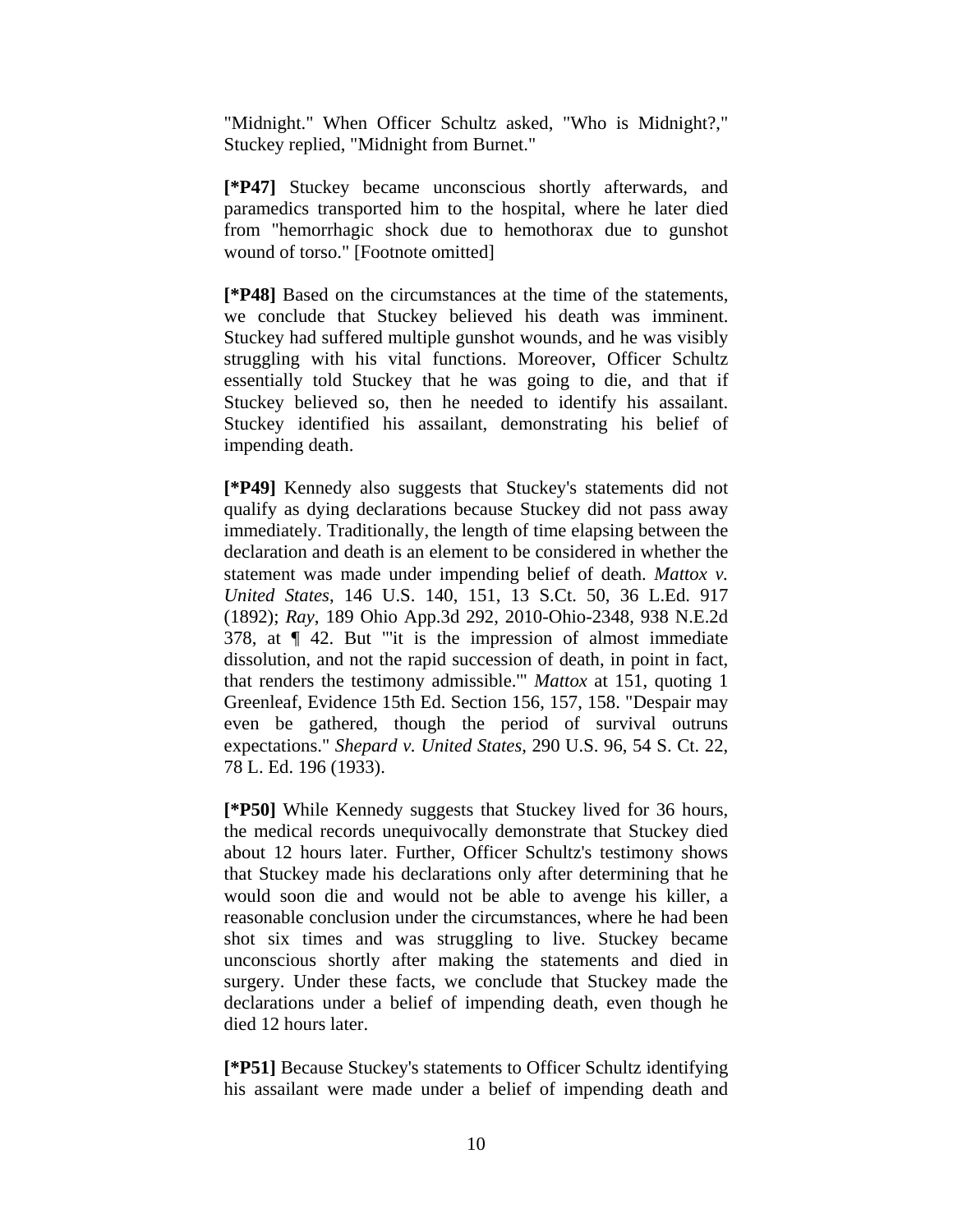"Midnight." When Officer Schultz asked, "Who is Midnight?," Stuckey replied, "Midnight from Burnet."

**[\*P47]** Stuckey became unconscious shortly afterwards, and paramedics transported him to the hospital, where he later died from "hemorrhagic shock due to hemothorax due to gunshot wound of torso." [Footnote omitted]

**[\*P48]** Based on the circumstances at the time of the statements, we conclude that Stuckey believed his death was imminent. Stuckey had suffered multiple gunshot wounds, and he was visibly struggling with his vital functions. Moreover, Officer Schultz essentially told Stuckey that he was going to die, and that if Stuckey believed so, then he needed to identify his assailant. Stuckey identified his assailant, demonstrating his belief of impending death.

**[\*P49]** Kennedy also suggests that Stuckey's statements did not qualify as dying declarations because Stuckey did not pass away immediately. Traditionally, the length of time elapsing between the declaration and death is an element to be considered in whether the statement was made under impending belief of death. *Mattox v. United States*, 146 U.S. 140, 151, 13 S.Ct. 50, 36 L.Ed. 917 (1892); *Ray*, 189 Ohio App.3d 292, 2010-Ohio-2348, 938 N.E.2d 378, at ¶ 42. But "'it is the impression of almost immediate dissolution, and not the rapid succession of death, in point in fact, that renders the testimony admissible.'" *Mattox* at 151, quoting 1 Greenleaf, Evidence 15th Ed. Section 156, 157, 158. "Despair may even be gathered, though the period of survival outruns expectations." *Shepard v. United States*, 290 U.S. 96, 54 S. Ct. 22, 78 L. Ed. 196 (1933).

**[\*P50]** While Kennedy suggests that Stuckey lived for 36 hours, the medical records unequivocally demonstrate that Stuckey died about 12 hours later. Further, Officer Schultz's testimony shows that Stuckey made his declarations only after determining that he would soon die and would not be able to avenge his killer, a reasonable conclusion under the circumstances, where he had been shot six times and was struggling to live. Stuckey became unconscious shortly after making the statements and died in surgery. Under these facts, we conclude that Stuckey made the declarations under a belief of impending death, even though he died 12 hours later.

**[\*P51]** Because Stuckey's statements to Officer Schultz identifying his assailant were made under a belief of impending death and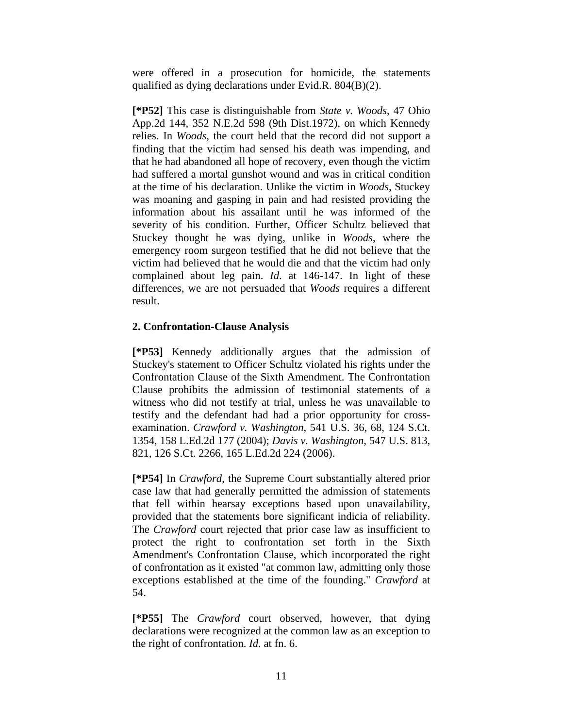were offered in a prosecution for homicide, the statements qualified as dying declarations under Evid.R. 804(B)(2).

**[*P52]** This case is distinguishable from *State v. Woods*, 47 Ohio App.2d 144, 352 N.E.2d 598 (9th Dist.1972), on which Kennedy relies. In *Woods*, the court held that the record did not support a finding that the victim had sensed his death was impending, and that he had abandoned all hope of recovery, even though the victim had suffered a mortal gunshot wound and was in critical condition at the time of his declaration. Unlike the victim in *Woods*, Stuckey was moaning and gasping in pain and had resisted providing the information about his assailant until he was informed of the severity of his condition. Further, Officer Schultz believed that Stuckey thought he was dying, unlike in *Woods*, where the emergency room surgeon testified that he did not believe that the victim had believed that he would die and that the victim had only complained about leg pain. *Id*. at 146-147. In light of these differences, we are not persuaded that *Woods* requires a different result.

**2. Confrontation-Clause Analysis**

**[*P53]** Kennedy additionally argues that the admission of Stuckey's statement to Officer Schultz violated his rights under the Confrontation Clause of the Sixth Amendment. The Confrontation Clause prohibits the admission of testimonial statements of a witness who did not testify at trial, unless he was unavailable to testify and the defendant had had a prior opportunity for cross-examination. *Crawford v. Washington*, 541 U.S. 36, 68, 124 S.Ct. 1354, 158 L.Ed.2d 177 (2004); *Davis v. Washington*, 547 U.S. 813, 821, 126 S.Ct. 2266, 165 L.Ed.2d 224 (2006).

**[*P54]** In *Crawford*, the Supreme Court substantially altered prior case law that had generally permitted the admission of statements that fell within hearsay exceptions based upon unavailability, provided that the statements bore significant indicia of reliability. The *Crawford* court rejected that prior case law as insufficient to protect the right to confrontation set forth in the Sixth Amendment's Confrontation Clause, which incorporated the right of confrontation as it existed "at common law, admitting only those exceptions established at the time of the founding." *Crawford* at 54.

**[*P55]** The *Crawford* court observed, however, that dying declarations were recognized at the common law as an exception to the right of confrontation. *Id*. at fn. 6.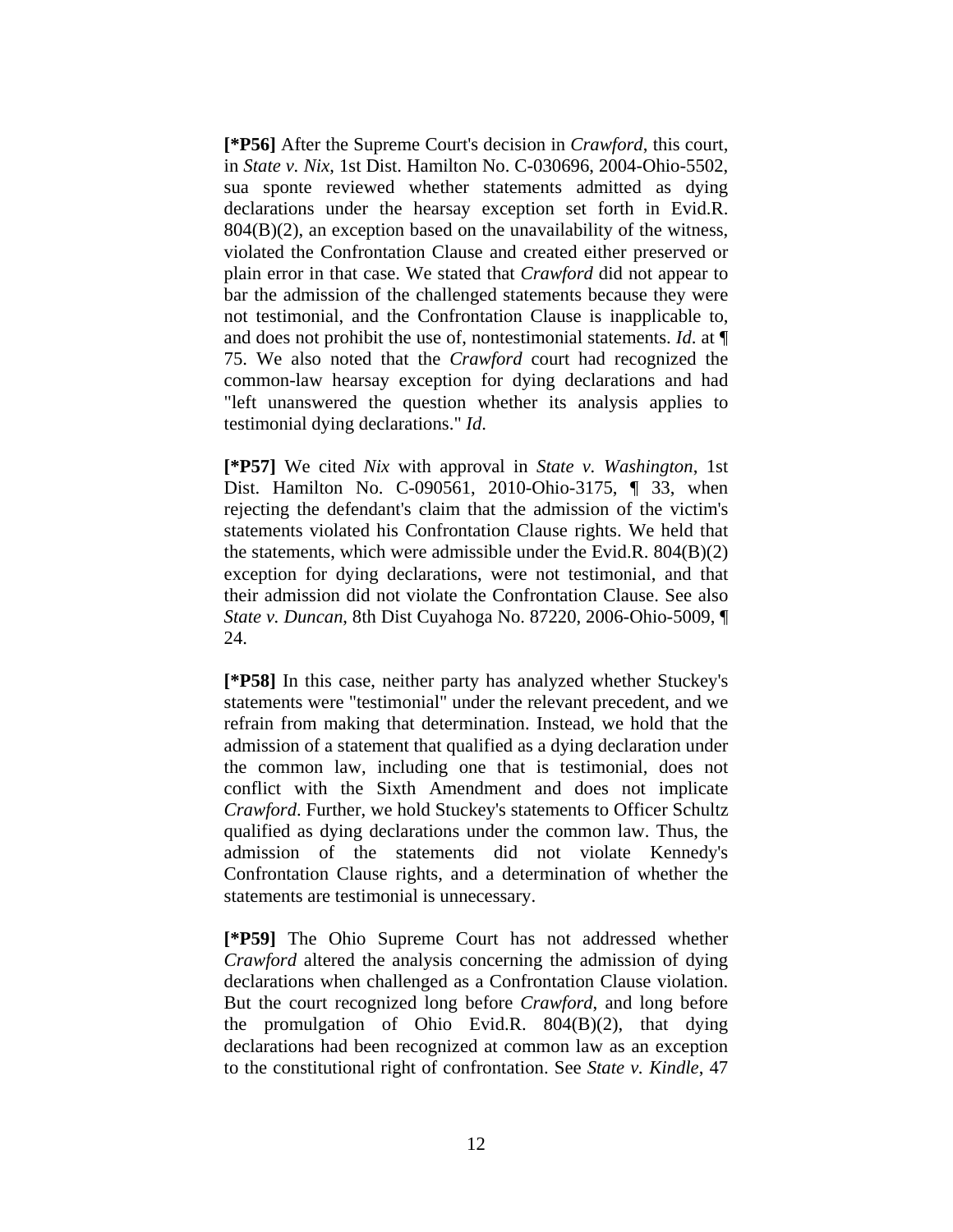**[*P56]** After the Supreme Court's decision in *Crawford*, this court, in *State v. Nix*, 1st Dist. Hamilton No. C-030696, 2004-Ohio-5502, sua sponte reviewed whether statements admitted as dying declarations under the hearsay exception set forth in Evid.R. 804(B)(2), an exception based on the unavailability of the witness, violated the Confrontation Clause and created either preserved or plain error in that case. We stated that *Crawford* did not appear to bar the admission of the challenged statements because they were not testimonial, and the Confrontation Clause is inapplicable to, and does not prohibit the use of, nontestimonial statements. *Id*. at ¶ 75. We also noted that the *Crawford* court had recognized the common-law hearsay exception for dying declarations and had "left unanswered the question whether its analysis applies to testimonial dying declarations." *Id*.

**[*P57]** We cited *Nix* with approval in *State v. Washington*, 1st Dist. Hamilton No. C-090561, 2010-Ohio-3175, ¶ 33, when rejecting the defendant's claim that the admission of the victim's statements violated his Confrontation Clause rights. We held that the statements, which were admissible under the Evid.R. 804(B)(2) exception for dying declarations, were not testimonial, and that their admission did not violate the Confrontation Clause. See also *State v. Duncan*, 8th Dist Cuyahoga No. 87220, 2006-Ohio-5009, ¶ 24.

**[*P58]** In this case, neither party has analyzed whether Stuckey's statements were "testimonial" under the relevant precedent, and we refrain from making that determination. Instead, we hold that the admission of a statement that qualified as a dying declaration under the common law, including one that is testimonial, does not conflict with the Sixth Amendment and does not implicate *Crawford*. Further, we hold Stuckey's statements to Officer Schultz qualified as dying declarations under the common law. Thus, the admission of the statements did not violate Kennedy's Confrontation Clause rights, and a determination of whether the statements are testimonial is unnecessary.

**[*P59]** The Ohio Supreme Court has not addressed whether *Crawford* altered the analysis concerning the admission of dying declarations when challenged as a Confrontation Clause violation. But the court recognized long before *Crawford*, and long before the promulgation of Ohio Evid.R. 804(B)(2), that dying declarations had been recognized at common law as an exception to the constitutional right of confrontation. See *State v. Kindle*, 47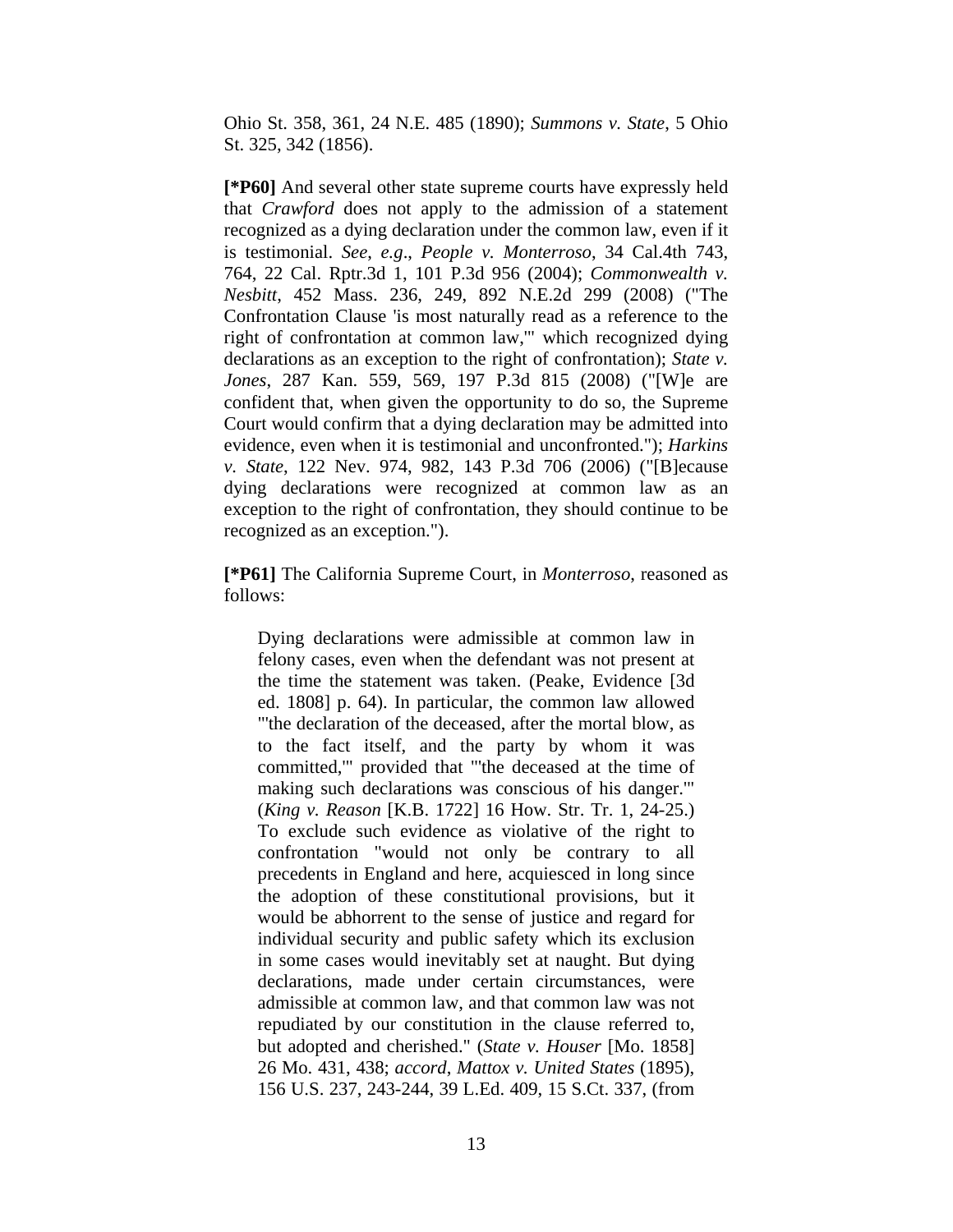Ohio St. 358, 361, 24 N.E. 485 (1890); *Summons v. State*, 5 Ohio St. 325, 342 (1856).

**[*P60]** And several other state supreme courts have expressly held that *Crawford* does not apply to the admission of a statement recognized as a dying declaration under the common law, even if it is testimonial. *See, e.g.*, *People v. Monterroso*, 34 Cal.4th 743, 764, 22 Cal. Rptr.3d 1, 101 P.3d 956 (2004); *Commonwealth v. Nesbitt*, 452 Mass. 236, 249, 892 N.E.2d 299 (2008) ("The Confrontation Clause 'is most naturally read as a reference to the right of confrontation at common law,'" which recognized dying declarations as an exception to the right of confrontation); *State v. Jones*, 287 Kan. 559, 569, 197 P.3d 815 (2008) ("[W]e are confident that, when given the opportunity to do so, the Supreme Court would confirm that a dying declaration may be admitted into evidence, even when it is testimonial and unconfronted."); *Harkins v. State*, 122 Nev. 974, 982, 143 P.3d 706 (2006) ("[B]ecause dying declarations were recognized at common law as an exception to the right of confrontation, they should continue to be recognized as an exception.").

**[*P61]** The California Supreme Court, in *Monterroso*, reasoned as follows:

> Dying declarations were admissible at common law in felony cases, even when the defendant was not present at the time the statement was taken. (Peake, Evidence [3d ed. 1808] p. 64). In particular, the common law allowed "'the declaration of the deceased, after the mortal blow, as to the fact itself, and the party by whom it was committed,'" provided that "'the deceased at the time of making such declarations was conscious of his danger.'" (*King v. Reason* [K.B. 1722] 16 How. Str. Tr. 1, 24-25.) To exclude such evidence as violative of the right to confrontation "would not only be contrary to all precedents in England and here, acquiesced in long since the adoption of these constitutional provisions, but it would be abhorrent to the sense of justice and regard for individual security and public safety which its exclusion in some cases would inevitably set at naught. But dying declarations, made under certain circumstances, were admissible at common law, and that common law was not repudiated by our constitution in the clause referred to, but adopted and cherished." (*State v. Houser* [Mo. 1858] 26 Mo. 431, 438; *accord*, *Mattox v. United States* (1895), 156 U.S. 237, 243-244, 39 L.Ed. 409, 15 S.Ct. 337, (from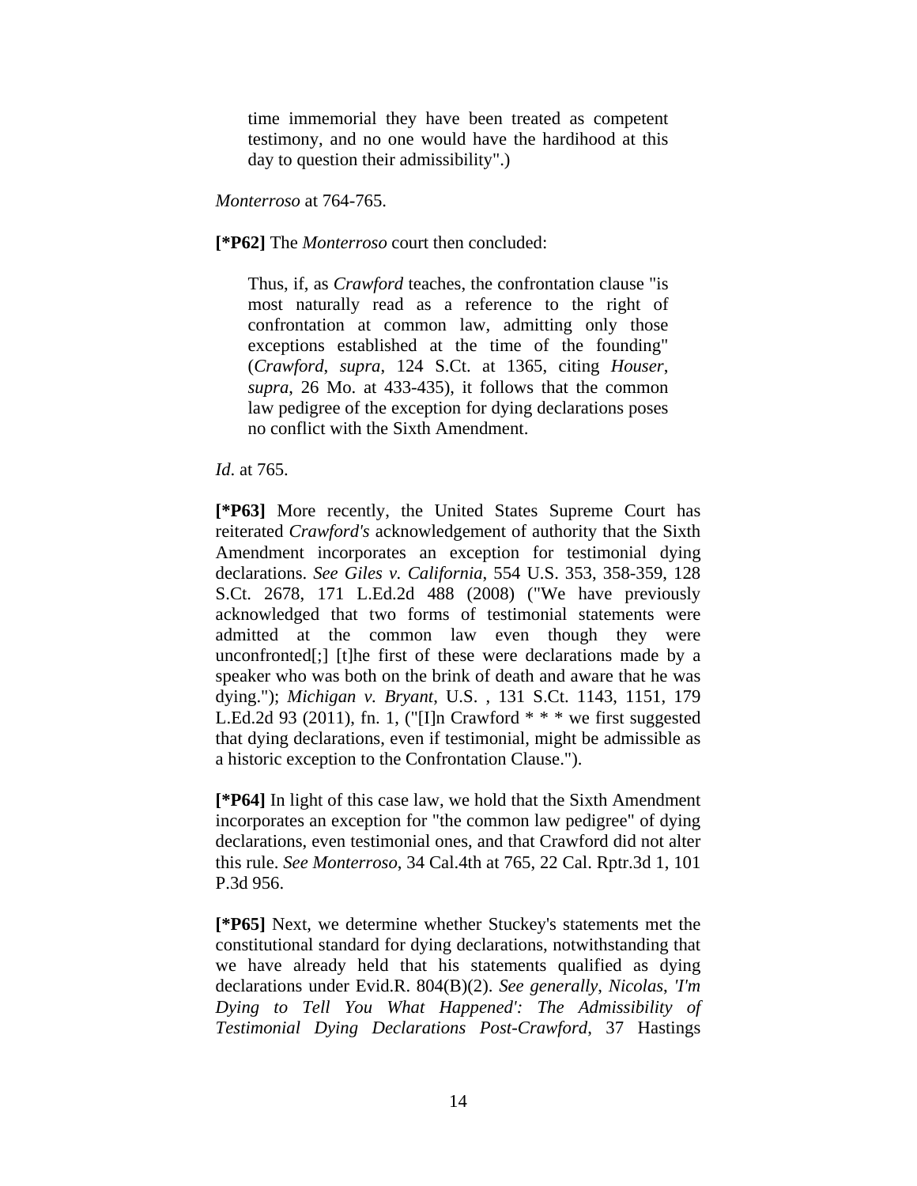> time immemorial they have been treated as competent testimony, and no one would have the hardihood at this day to question their admissibility".)

*Monterroso* at 764-765.

**[*P62]** The *Monterroso* court then concluded:

> Thus, if, as *Crawford* teaches, the confrontation clause "is most naturally read as a reference to the right of confrontation at common law, admitting only those exceptions established at the time of the founding" (*Crawford*, *supra*, 124 S.Ct. at 1365, citing *Houser*, *supra*, 26 Mo. at 433-435), it follows that the common law pedigree of the exception for dying declarations poses no conflict with the Sixth Amendment.

*Id.* at 765.

**[*P63]** More recently, the United States Supreme Court has reiterated *Crawford's* acknowledgement of authority that the Sixth Amendment incorporates an exception for testimonial dying declarations. *See Giles v. California*, 554 U.S. 353, 358-359, 128 S.Ct. 2678, 171 L.Ed.2d 488 (2008) ("We have previously acknowledged that two forms of testimonial statements were admitted at the common law even though they were unconfronted[;] [t]he first of these were declarations made by a speaker who was both on the brink of death and aware that he was dying."); *Michigan v. Bryant*, U.S. , 131 S.Ct. 1143, 1151, 179 L.Ed.2d 93 (2011), fn. 1, ("[I]n Crawford * * * we first suggested that dying declarations, even if testimonial, might be admissible as a historic exception to the Confrontation Clause.").

**[*P64]** In light of this case law, we hold that the Sixth Amendment incorporates an exception for "the common law pedigree" of dying declarations, even testimonial ones, and that Crawford did not alter this rule. *See Monterroso*, 34 Cal.4th at 765, 22 Cal. Rptr.3d 1, 101 P.3d 956.

**[*P65]** Next, we determine whether Stuckey's statements met the constitutional standard for dying declarations, notwithstanding that we have already held that his statements qualified as dying declarations under Evid.R. 804(B)(2). *See generally*, *Nicolas*, *'I'm Dying to Tell You What Happened': The Admissibility of Testimonial Dying Declarations Post-Crawford*, 37 Hastings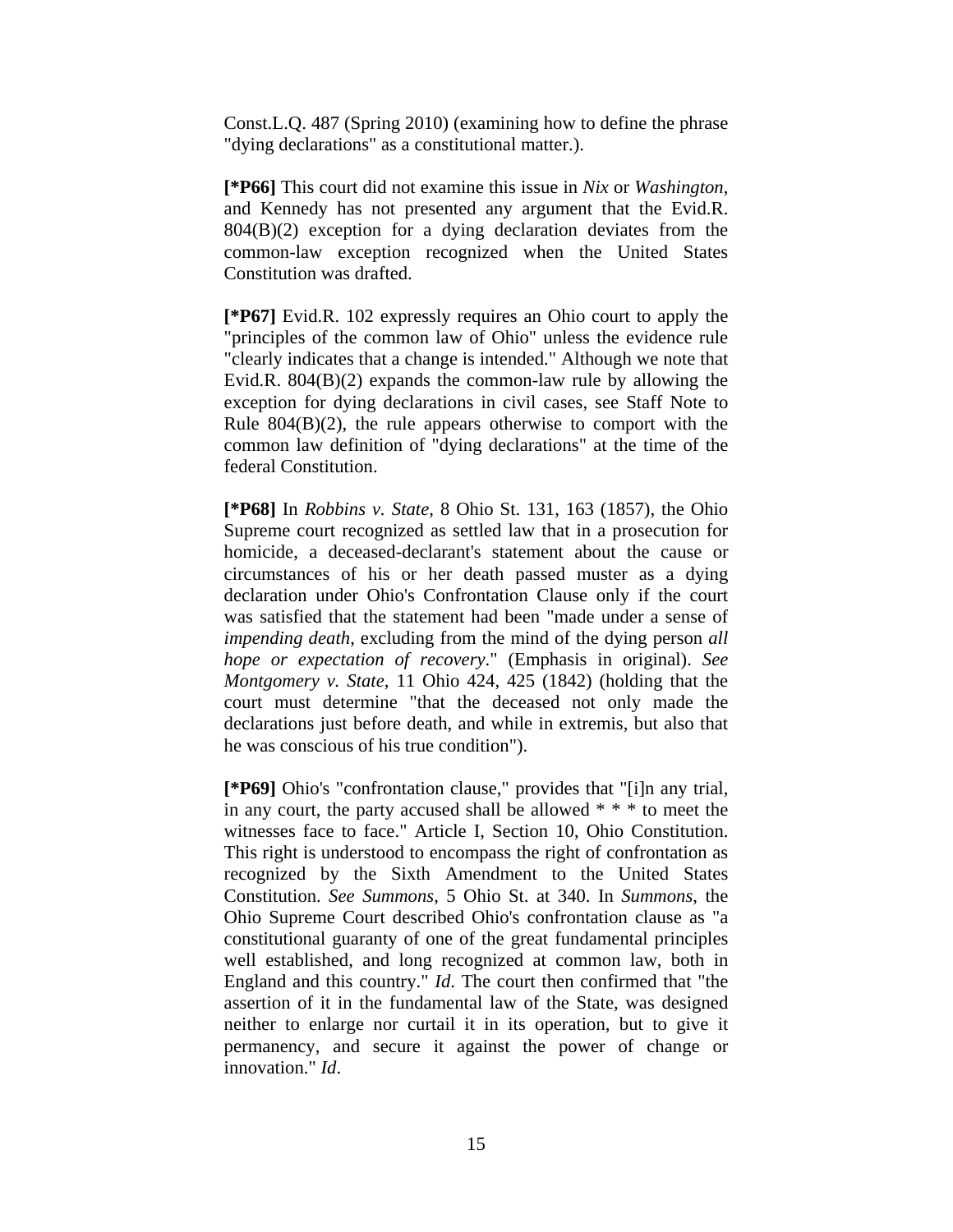Const.L.Q. 487 (Spring 2010) (examining how to define the phrase "dying declarations" as a constitutional matter.).

**[*P66]** This court did not examine this issue in *Nix* or *Washington*, and Kennedy has not presented any argument that the Evid.R. 804(B)(2) exception for a dying declaration deviates from the common-law exception recognized when the United States Constitution was drafted.

**[*P67]** Evid.R. 102 expressly requires an Ohio court to apply the "principles of the common law of Ohio" unless the evidence rule "clearly indicates that a change is intended." Although we note that Evid.R. 804(B)(2) expands the common-law rule by allowing the exception for dying declarations in civil cases, see Staff Note to Rule 804(B)(2), the rule appears otherwise to comport with the common law definition of "dying declarations" at the time of the federal Constitution.

**[*P68]** In *Robbins v. State*, 8 Ohio St. 131, 163 (1857), the Ohio Supreme court recognized as settled law that in a prosecution for homicide, a deceased-declarant's statement about the cause or circumstances of his or her death passed muster as a dying declaration under Ohio's Confrontation Clause only if the court was satisfied that the statement had been "made under a sense of *impending death,* excluding from the mind of the dying person *all hope or expectation of recovery*." (Emphasis in original). *See Montgomery v. State*, 11 Ohio 424, 425 (1842) (holding that the court must determine "that the deceased not only made the declarations just before death, and while in extremis, but also that he was conscious of his true condition").

**[*P69]** Ohio's "confrontation clause," provides that "[i]n any trial, in any court, the party accused shall be allowed * * * to meet the witnesses face to face." Article I, Section 10, Ohio Constitution. This right is understood to encompass the right of confrontation as recognized by the Sixth Amendment to the United States Constitution. *See Summons*, 5 Ohio St. at 340. In *Summons*, the Ohio Supreme Court described Ohio's confrontation clause as "a constitutional guaranty of one of the great fundamental principles well established, and long recognized at common law, both in England and this country." *Id*. The court then confirmed that "the assertion of it in the fundamental law of the State, was designed neither to enlarge nor curtail it in its operation, but to give it permanency, and secure it against the power of change or innovation." *Id*.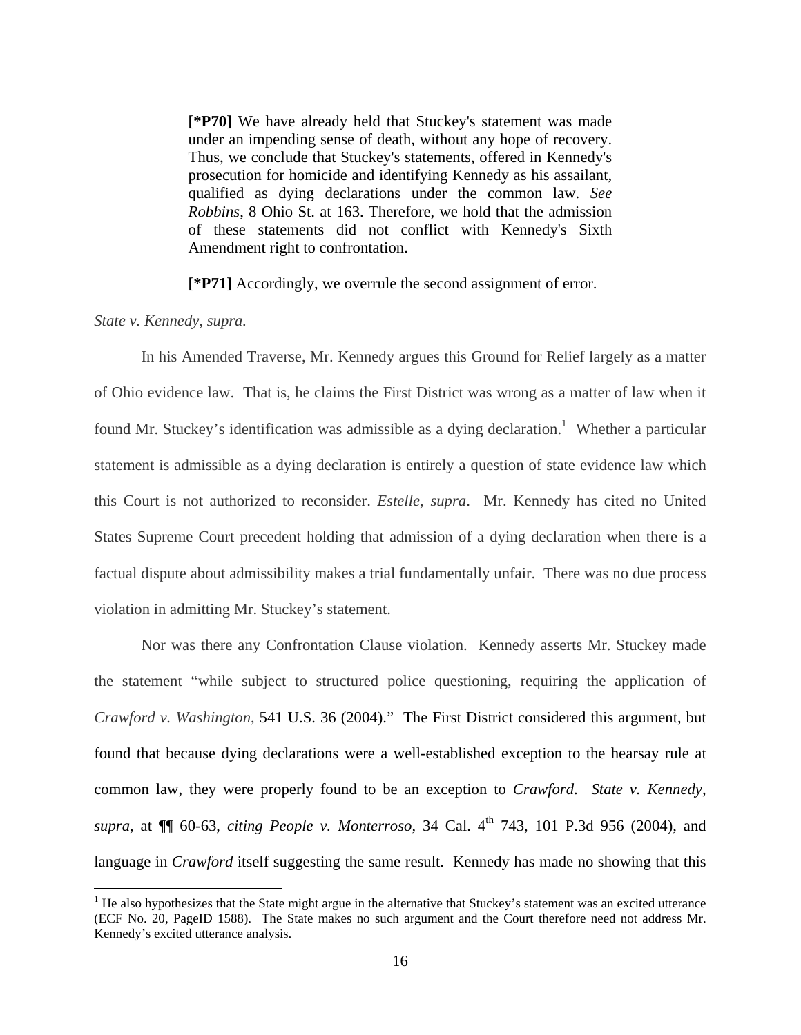> **[*P70]** We have already held that Stuckey's statement was made under an impending sense of death, without any hope of recovery. Thus, we conclude that Stuckey's statements, offered in Kennedy's prosecution for homicide and identifying Kennedy as his assailant, qualified as dying declarations under the common law. *See Robbins*, 8 Ohio St. at 163. Therefore, we hold that the admission of these statements did not conflict with Kennedy's Sixth Amendment right to confrontation.
>
> **[*P71]** Accordingly, we overrule the second assignment of error.

*State v. Kennedy*, *supra.*

In his Amended Traverse, Mr. Kennedy argues this Ground for Relief largely as a matter of Ohio evidence law. That is, he claims the First District was wrong as a matter of law when it found Mr. Stuckey's identification was admissible as a dying declaration.[1] Whether a particular statement is admissible as a dying declaration is entirely a question of state evidence law which this Court is not authorized to reconsider. *Estelle*, *supra*. Mr. Kennedy has cited no United States Supreme Court precedent holding that admission of a dying declaration when there is a factual dispute about admissibility makes a trial fundamentally unfair. There was no due process violation in admitting Mr. Stuckey's statement.

Nor was there any Confrontation Clause violation. Kennedy asserts Mr. Stuckey made the statement "while subject to structured police questioning, requiring the application of *Crawford v. Washington*, 541 U.S. 36 (2004)." The First District considered this argument, but found that because dying declarations were a well-established exception to the hearsay rule at common law, they were properly found to be an exception to *Crawford*. *State v. Kennedy*, *supra*, at ¶¶ 60-63, *citing People v. Monterroso*, 34 Cal. 4th 743, 101 P.3d 956 (2004), and language in *Crawford* itself suggesting the same result. Kennedy has made no showing that this

[1] He also hypothesizes that the State might argue in the alternative that Stuckey's statement was an excited utterance (ECF No. 20, PageID 1588). The State makes no such argument and the Court therefore need not address Mr. Kennedy's excited utterance analysis.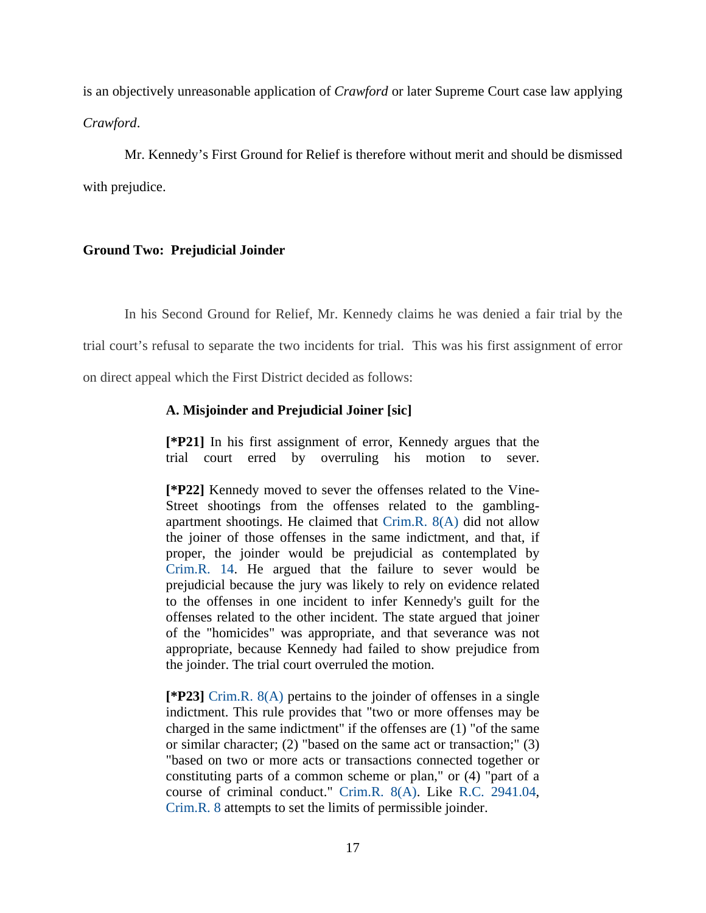is an objectively unreasonable application of *Crawford* or later Supreme Court case law applying *Crawford*.

Mr. Kennedy's First Ground for Relief is therefore without merit and should be dismissed with prejudice.

**Ground Two: Prejudicial Joinder**

In his Second Ground for Relief, Mr. Kennedy claims he was denied a fair trial by the trial court's refusal to separate the two incidents for trial. This was his first assignment of error on direct appeal which the First District decided as follows:

> **A. Misjoinder and Prejudicial Joiner [sic]**
>
> **[*P21]** In his first assignment of error, Kennedy argues that the trial court erred by overruling his motion to sever.
>
> **[*P22]** Kennedy moved to sever the offenses related to the Vine-Street shootings from the offenses related to the gambling-apartment shootings. He claimed that Crim.R. 8(A) did not allow the joiner of those offenses in the same indictment, and that, if proper, the joinder would be prejudicial as contemplated by Crim.R. 14. He argued that the failure to sever would be prejudicial because the jury was likely to rely on evidence related to the offenses in one incident to infer Kennedy's guilt for the offenses related to the other incident. The state argued that joinder of the "homicides" was appropriate, and that severance was not appropriate, because Kennedy had failed to show prejudice from the joinder. The trial court overruled the motion.
>
> **[*P23]** Crim.R. 8(A) pertains to the joinder of offenses in a single indictment. This rule provides that "two or more offenses may be charged in the same indictment" if the offenses are (1) "of the same or similar character; (2) "based on the same act or transaction;" (3) "based on two or more acts or transactions connected together or constituting parts of a common scheme or plan," or (4) "part of a course of criminal conduct." Crim.R. 8(A). Like R.C. 2941.04, Crim.R. 8 attempts to set the limits of permissible joinder.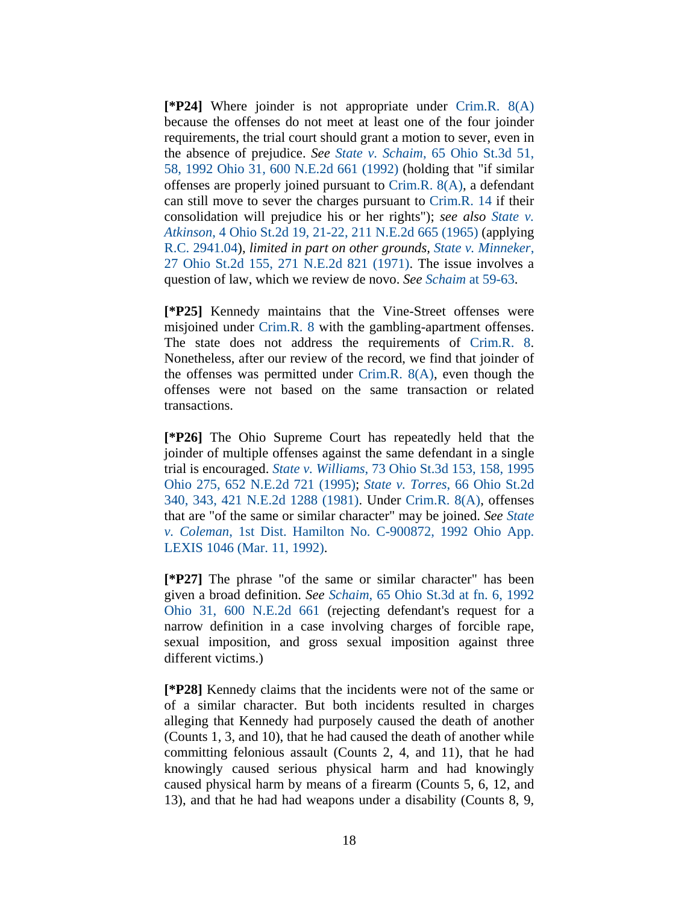**[\*P24]** Where joinder is not appropriate under Crim.R. 8(A) because the offenses do not meet at least one of the four joinder requirements, the trial court should grant a motion to sever, even in the absence of prejudice. *See State v. Schaim*, 65 Ohio St.3d 51, 58, 1992 Ohio 31, 600 N.E.2d 661 (1992) (holding that "if similar offenses are properly joined pursuant to Crim.R. 8(A), a defendant can still move to sever the charges pursuant to Crim.R. 14 if their consolidation will prejudice his or her rights"); *see also State v. Atkinson*, 4 Ohio St.2d 19, 21-22, 211 N.E.2d 665 (1965) (applying R.C. 2941.04), *limited in part on other grounds*, *State v. Minneker*, 27 Ohio St.2d 155, 271 N.E.2d 821 (1971). The issue involves a question of law, which we review de novo. *See Schaim* at 59-63.

**[\*P25]** Kennedy maintains that the Vine-Street offenses were misjoined under Crim.R. 8 with the gambling-apartment offenses. The state does not address the requirements of Crim.R. 8. Nonetheless, after our review of the record, we find that joinder of the offenses was permitted under Crim.R. 8(A), even though the offenses were not based on the same transaction or related transactions.

**[\*P26]** The Ohio Supreme Court has repeatedly held that the joinder of multiple offenses against the same defendant in a single trial is encouraged. *State v. Williams*, 73 Ohio St.3d 153, 158, 1995 Ohio 275, 652 N.E.2d 721 (1995); *State v. Torres*, 66 Ohio St.2d 340, 343, 421 N.E.2d 1288 (1981). Under Crim.R. 8(A), offenses that are "of the same or similar character" may be joined. *See State v. Coleman*, 1st Dist. Hamilton No. C-900872, 1992 Ohio App. LEXIS 1046 (Mar. 11, 1992).

**[\*P27]** The phrase "of the same or similar character" has been given a broad definition. *See Schaim*, 65 Ohio St.3d at fn. 6, 1992 Ohio 31, 600 N.E.2d 661 (rejecting defendant's request for a narrow definition in a case involving charges of forcible rape, sexual imposition, and gross sexual imposition against three different victims.)

**[\*P28]** Kennedy claims that the incidents were not of the same or of a similar character. But both incidents resulted in charges alleging that Kennedy had purposely caused the death of another (Counts 1, 3, and 10), that he had caused the death of another while committing felonious assault (Counts 2, 4, and 11), that he had knowingly caused serious physical harm and had knowingly caused physical harm by means of a firearm (Counts 5, 6, 12, and 13), and that he had had weapons under a disability (Counts 8, 9,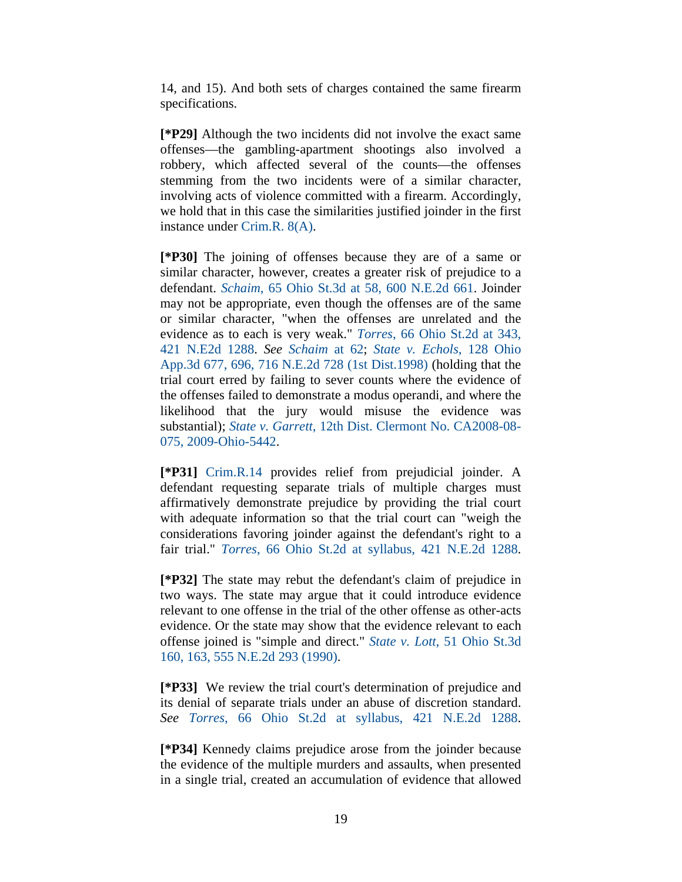14, and 15). And both sets of charges contained the same firearm specifications.

**[*P29]** Although the two incidents did not involve the exact same offenses—the gambling-apartment shootings also involved a robbery, which affected several of the counts—the offenses stemming from the two incidents were of a similar character, involving acts of violence committed with a firearm. Accordingly, we hold that in this case the similarities justified joinder in the first instance under Crim.R. 8(A).

**[*P30]** The joining of offenses because they are of a same or similar character, however, creates a greater risk of prejudice to a defendant. *Schaim*, 65 Ohio St.3d at 58, 600 N.E.2d 661. Joinder may not be appropriate, even though the offenses are of the same or similar character, "when the offenses are unrelated and the evidence as to each is very weak." *Torres*, 66 Ohio St.2d at 343, 421 N.E2d 1288. *See Schaim* at 62; *State v. Echols*, 128 Ohio App.3d 677, 696, 716 N.E.2d 728 (1st Dist.1998) (holding that the trial court erred by failing to sever counts where the evidence of the offenses failed to demonstrate a modus operandi, and where the likelihood that the jury would misuse the evidence was substantial); *State v. Garrett*, 12th Dist. Clermont No. CA2008-08-075, 2009-Ohio-5442.

**[*P31]** Crim.R.14 provides relief from prejudicial joinder. A defendant requesting separate trials of multiple charges must affirmatively demonstrate prejudice by providing the trial court with adequate information so that the trial court can "weigh the considerations favoring joinder against the defendant's right to a fair trial." *Torres*, 66 Ohio St.2d at syllabus, 421 N.E.2d 1288.

**[*P32]** The state may rebut the defendant's claim of prejudice in two ways. The state may argue that it could introduce evidence relevant to one offense in the trial of the other offense as other-acts evidence. Or the state may show that the evidence relevant to each offense joined is "simple and direct." *State v. Lott*, 51 Ohio St.3d 160, 163, 555 N.E.2d 293 (1990).

**[*P33]** We review the trial court's determination of prejudice and its denial of separate trials under an abuse of discretion standard. *See Torres*, 66 Ohio St.2d at syllabus, 421 N.E.2d 1288.

**[*P34]** Kennedy claims prejudice arose from the joinder because the evidence of the multiple murders and assaults, when presented in a single trial, created an accumulation of evidence that allowed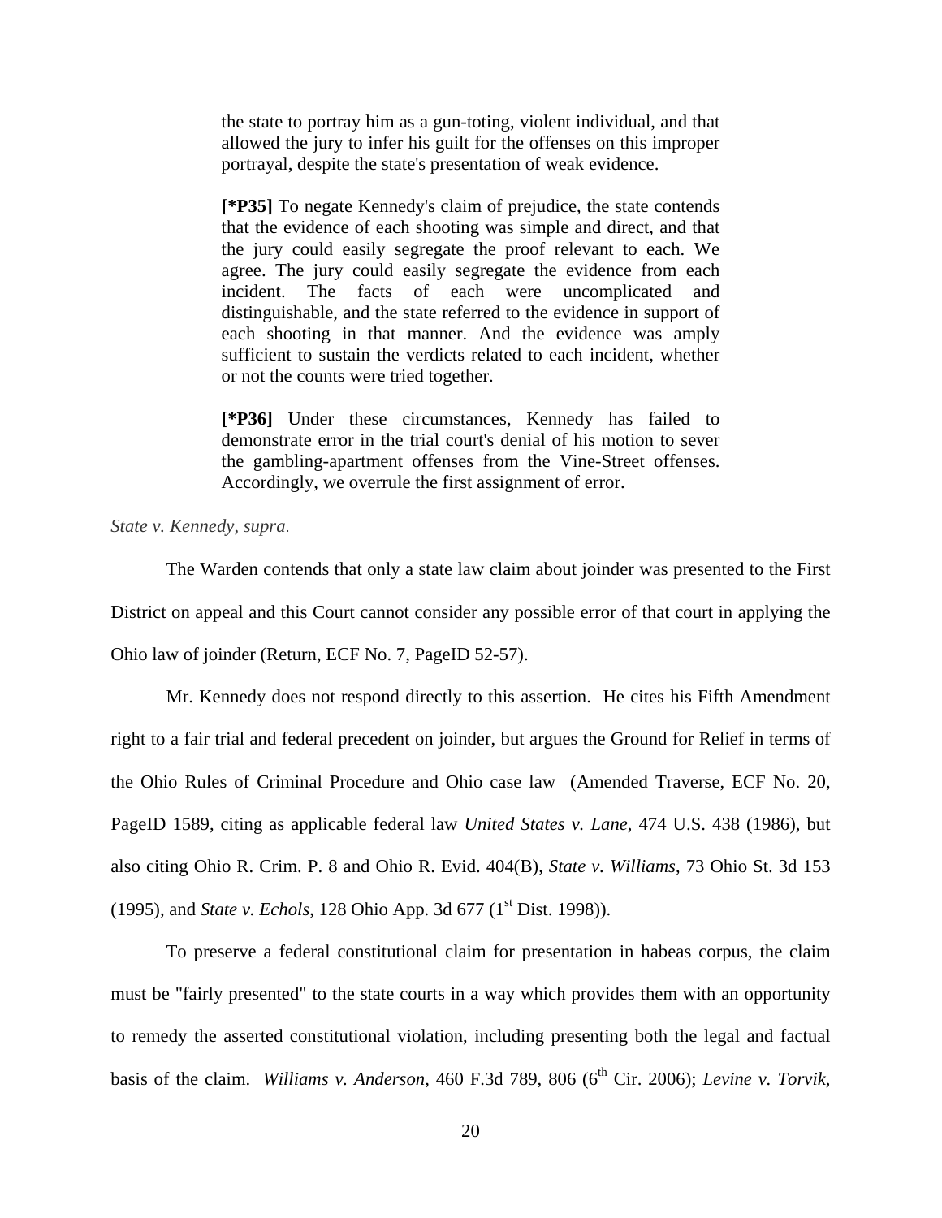> the state to portray him as a gun-toting, violent individual, and that allowed the jury to infer his guilt for the offenses on this improper portrayal, despite the state's presentation of weak evidence.
>
> **[*P35]** To negate Kennedy's claim of prejudice, the state contends that the evidence of each shooting was simple and direct, and that the jury could easily segregate the proof relevant to each. We agree. The jury could easily segregate the evidence from each incident. The facts of each were uncomplicated and distinguishable, and the state referred to the evidence in support of each shooting in that manner. And the evidence was amply sufficient to sustain the verdicts related to each incident, whether or not the counts were tried together.
>
> **[*P36]** Under these circumstances, Kennedy has failed to demonstrate error in the trial court's denial of his motion to sever the gambling-apartment offenses from the Vine-Street offenses. Accordingly, we overrule the first assignment of error.

*State v. Kennedy, supra*.

The Warden contends that only a state law claim about joinder was presented to the First District on appeal and this Court cannot consider any possible error of that court in applying the Ohio law of joinder (Return, ECF No. 7, PageID 52-57).

Mr. Kennedy does not respond directly to this assertion. He cites his Fifth Amendment right to a fair trial and federal precedent on joinder, but argues the Ground for Relief in terms of the Ohio Rules of Criminal Procedure and Ohio case law (Amended Traverse, ECF No. 20, PageID 1589, citing as applicable federal law *United States v. Lane*, 474 U.S. 438 (1986), but also citing Ohio R. Crim. P. 8 and Ohio R. Evid. 404(B), *State v. Williams*, 73 Ohio St. 3d 153 (1995), and *State v. Echols*, 128 Ohio App. 3d 677 (1st Dist. 1998)).

To preserve a federal constitutional claim for presentation in habeas corpus, the claim must be "fairly presented" to the state courts in a way which provides them with an opportunity to remedy the asserted constitutional violation, including presenting both the legal and factual basis of the claim. *Williams v. Anderson*, 460 F.3d 789, 806 (6th Cir. 2006); *Levine v. Torvik*,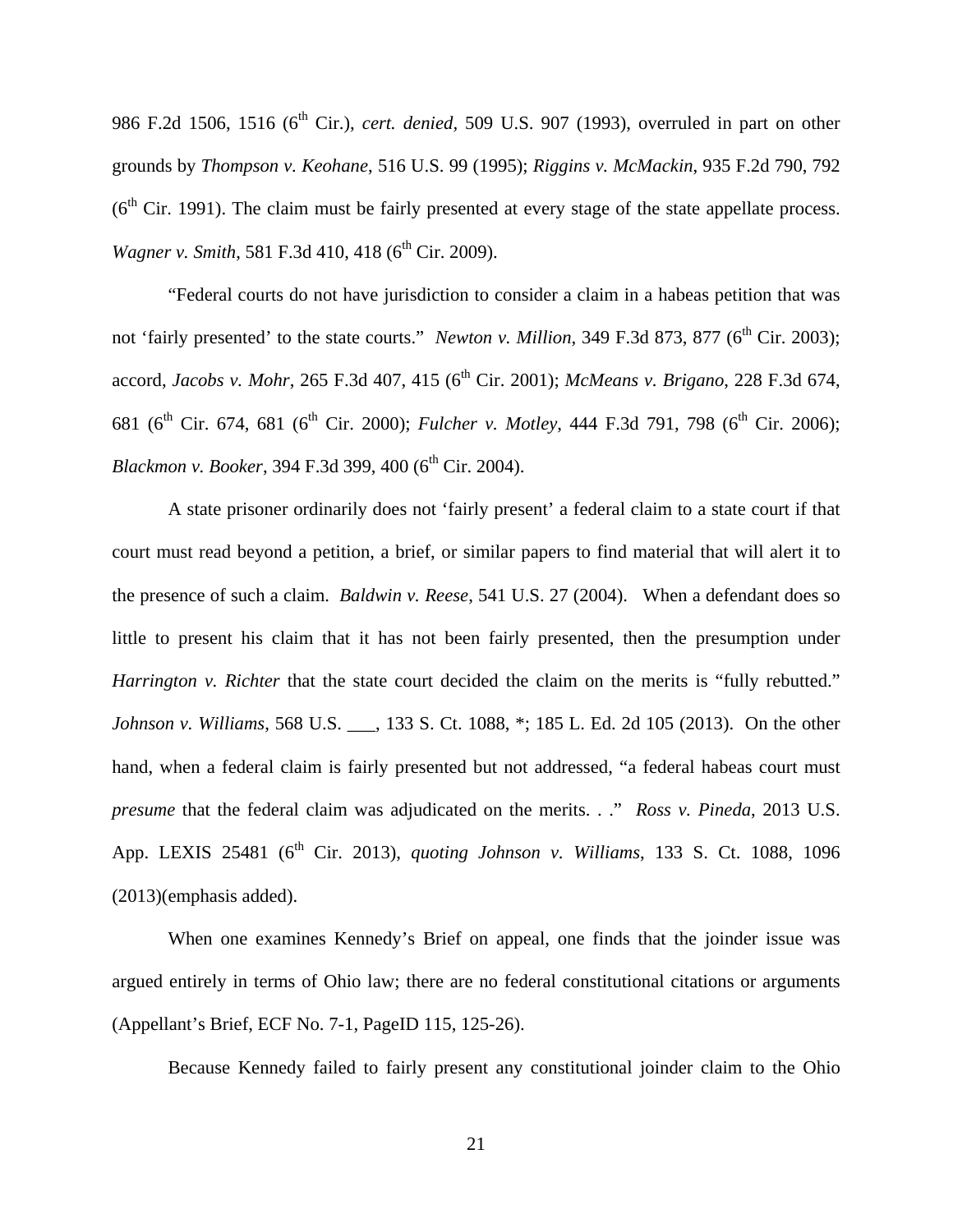986 F.2d 1506, 1516 (6th Cir.), *cert. denied*, 509 U.S. 907 (1993), overruled in part on other grounds by *Thompson v. Keohane*, 516 U.S. 99 (1995); *Riggins v. McMackin*, 935 F.2d 790, 792 (6th Cir. 1991). The claim must be fairly presented at every stage of the state appellate process. *Wagner v. Smith*, 581 F.3d 410, 418 (6th Cir. 2009).

"Federal courts do not have jurisdiction to consider a claim in a habeas petition that was not 'fairly presented' to the state courts." *Newton v. Million*, 349 F.3d 873, 877 (6th Cir. 2003); accord, *Jacobs v. Mohr*, 265 F.3d 407, 415 (6th Cir. 2001); *McMeans v. Brigano*, 228 F.3d 674, 681 (6th Cir. 674, 681 (6th Cir. 2000); *Fulcher v. Motley*, 444 F.3d 791, 798 (6th Cir. 2006); *Blackmon v. Booker*, 394 F.3d 399, 400 (6th Cir. 2004).

A state prisoner ordinarily does not 'fairly present' a federal claim to a state court if that court must read beyond a petition, a brief, or similar papers to find material that will alert it to the presence of such a claim. *Baldwin v. Reese*, 541 U.S. 27 (2004). When a defendant does so little to present his claim that it has not been fairly presented, then the presumption under *Harrington v. Richter* that the state court decided the claim on the merits is "fully rebutted." *Johnson v. Williams*, 568 U.S. ___, 133 S. Ct. 1088, *; 185 L. Ed. 2d 105 (2013). On the other hand, when a federal claim is fairly presented but not addressed, "a federal habeas court must *presume* that the federal claim was adjudicated on the merits. . ." *Ross v. Pineda*, 2013 U.S. App. LEXIS 25481 (6th Cir. 2013), *quoting Johnson v. Williams*, 133 S. Ct. 1088, 1096 (2013)(emphasis added).

When one examines Kennedy's Brief on appeal, one finds that the joinder issue was argued entirely in terms of Ohio law; there are no federal constitutional citations or arguments (Appellant's Brief, ECF No. 7-1, PageID 115, 125-26).

Because Kennedy failed to fairly present any constitutional joinder claim to the Ohio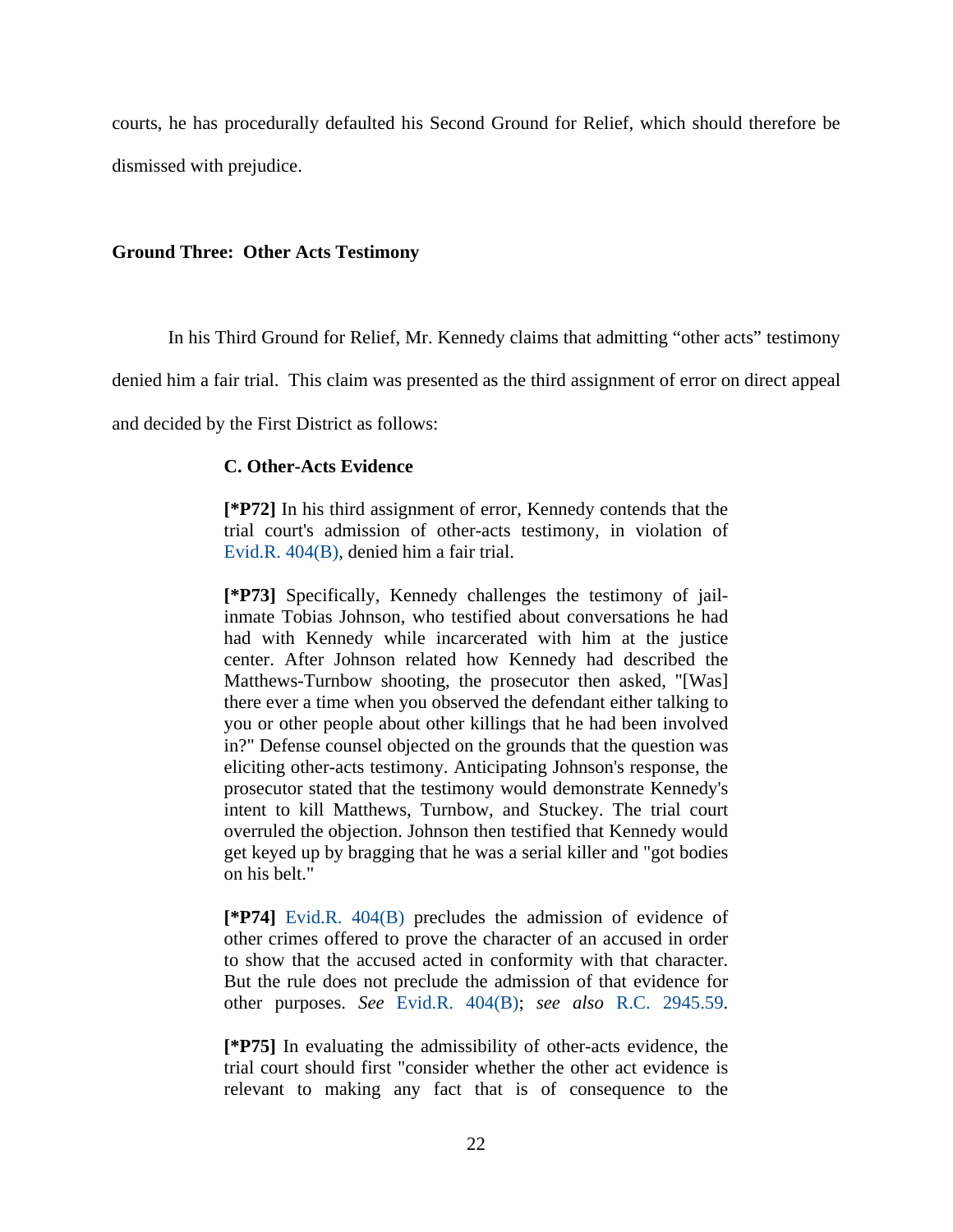courts, he has procedurally defaulted his Second Ground for Relief, which should therefore be dismissed with prejudice.

**Ground Three: Other Acts Testimony**

In his Third Ground for Relief, Mr. Kennedy claims that admitting "other acts" testimony denied him a fair trial. This claim was presented as the third assignment of error on direct appeal and decided by the First District as follows:

> **C. Other-Acts Evidence**
>
> **[*P72]** In his third assignment of error, Kennedy contends that the trial court's admission of other-acts testimony, in violation of Evid.R. 404(B), denied him a fair trial.
>
> **[*P73]** Specifically, Kennedy challenges the testimony of jail-inmate Tobias Johnson, who testified about conversations he had had with Kennedy while incarcerated with him at the justice center. After Johnson related how Kennedy had described the Matthews-Turnbow shooting, the prosecutor then asked, "[Was] there ever a time when you observed the defendant either talking to you or other people about other killings that he had been involved in?" Defense counsel objected on the grounds that the question was eliciting other-acts testimony. Anticipating Johnson's response, the prosecutor stated that the testimony would demonstrate Kennedy's intent to kill Matthews, Turnbow, and Stuckey. The trial court overruled the objection. Johnson then testified that Kennedy would get keyed up by bragging that he was a serial killer and "got bodies on his belt."
>
> **[*P74]** Evid.R. 404(B) precludes the admission of evidence of other crimes offered to prove the character of an accused in order to show that the accused acted in conformity with that character. But the rule does not preclude the admission of that evidence for other purposes. *See* Evid.R. 404(B); *see also* R.C. 2945.59.
>
> **[*P75]** In evaluating the admissibility of other-acts evidence, the trial court should first "consider whether the other act evidence is relevant to making any fact that is of consequence to the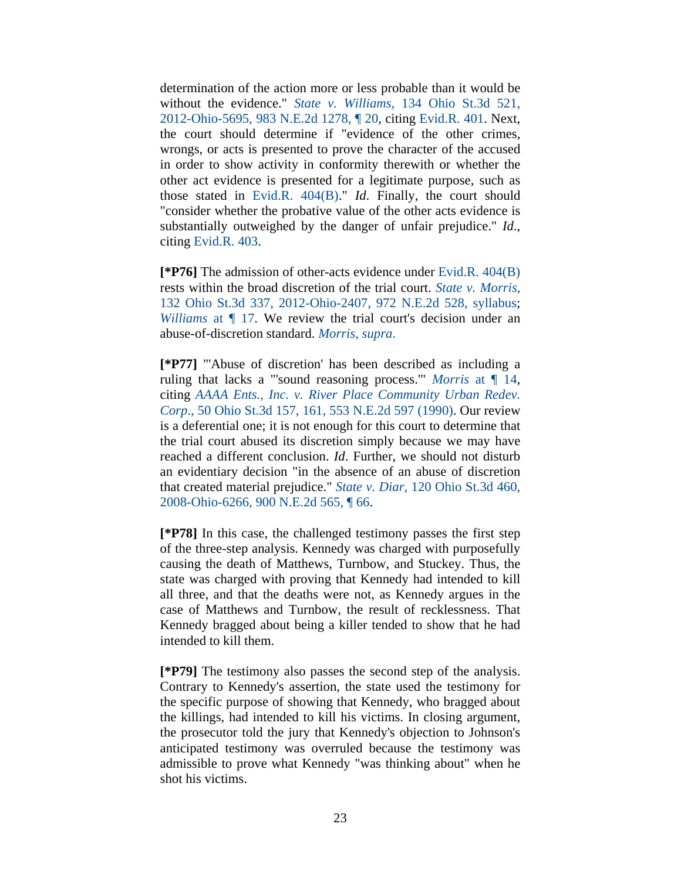determination of the action more or less probable than it would be without the evidence." *State v. Williams*, 134 Ohio St.3d 521, 2012-Ohio-5695, 983 N.E.2d 1278, ¶ 20, citing Evid.R. 401. Next, the court should determine if "evidence of the other crimes, wrongs, or acts is presented to prove the character of the accused in order to show activity in conformity therewith or whether the other act evidence is presented for a legitimate purpose, such as those stated in Evid.R. 404(B)." *Id*. Finally, the court should "consider whether the probative value of the other acts evidence is substantially outweighed by the danger of unfair prejudice." *Id*., citing Evid.R. 403.

**[*P76]** The admission of other-acts evidence under Evid.R. 404(B) rests within the broad discretion of the trial court. *State v. Morris*, 132 Ohio St.3d 337, 2012-Ohio-2407, 972 N.E.2d 528, syllabus; *Williams* at ¶ 17. We review the trial court's decision under an abuse-of-discretion standard. *Morris, supra*.

**[*P77]** "'Abuse of discretion' has been described as including a ruling that lacks a "'sound reasoning process.'" *Morris* at ¶ 14, citing *AAAA Ents., Inc. v. River Place Community Urban Redev. Corp*., 50 Ohio St.3d 157, 161, 553 N.E.2d 597 (1990). Our review is a deferential one; it is not enough for this court to determine that the trial court abused its discretion simply because we may have reached a different conclusion. *Id*. Further, we should not disturb an evidentiary decision "in the absence of an abuse of discretion that created material prejudice." *State v. Diar*, 120 Ohio St.3d 460, 2008-Ohio-6266, 900 N.E.2d 565, ¶ 66.

**[*P78]** In this case, the challenged testimony passes the first step of the three-step analysis. Kennedy was charged with purposefully causing the death of Matthews, Turnbow, and Stuckey. Thus, the state was charged with proving that Kennedy had intended to kill all three, and that the deaths were not, as Kennedy argues in the case of Matthews and Turnbow, the result of recklessness. That Kennedy bragged about being a killer tended to show that he had intended to kill them.

**[*P79]** The testimony also passes the second step of the analysis. Contrary to Kennedy's assertion, the state used the testimony for the specific purpose of showing that Kennedy, who bragged about the killings, had intended to kill his victims. In closing argument, the prosecutor told the jury that Kennedy's objection to Johnson's anticipated testimony was overruled because the testimony was admissible to prove what Kennedy "was thinking about" when he shot his victims.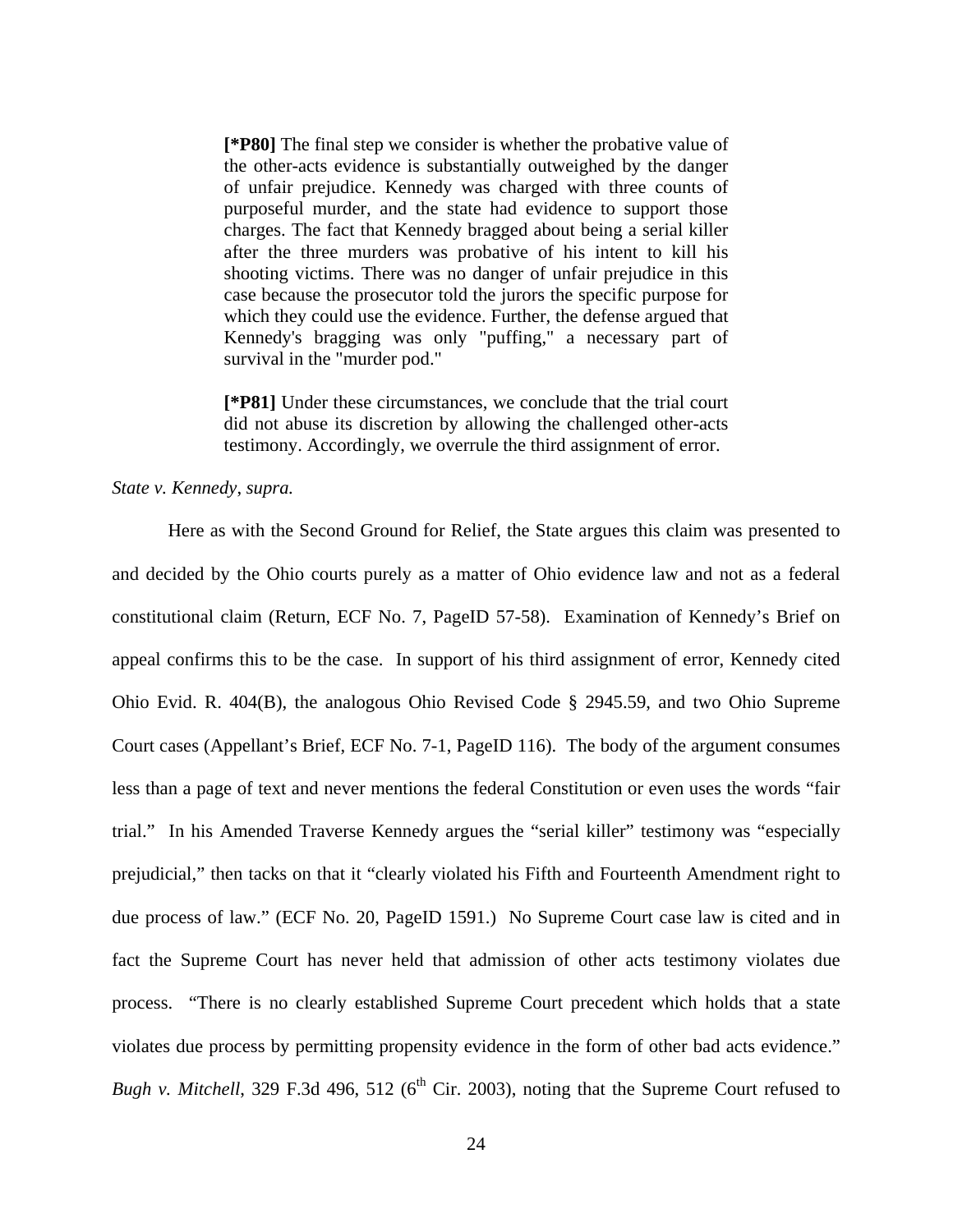> **[*P80]** The final step we consider is whether the probative value of the other-acts evidence is substantially outweighed by the danger of unfair prejudice. Kennedy was charged with three counts of purposeful murder, and the state had evidence to support those charges. The fact that Kennedy bragged about being a serial killer after the three murders was probative of his intent to kill his shooting victims. There was no danger of unfair prejudice in this case because the prosecutor told the jurors the specific purpose for which they could use the evidence. Further, the defense argued that Kennedy's bragging was only "puffing," a necessary part of survival in the "murder pod."
>
> **[*P81]** Under these circumstances, we conclude that the trial court did not abuse its discretion by allowing the challenged other-acts testimony. Accordingly, we overrule the third assignment of error.

*State v. Kennedy*, *supra.*

Here as with the Second Ground for Relief, the State argues this claim was presented to and decided by the Ohio courts purely as a matter of Ohio evidence law and not as a federal constitutional claim (Return, ECF No. 7, PageID 57-58). Examination of Kennedy's Brief on appeal confirms this to be the case. In support of his third assignment of error, Kennedy cited Ohio Evid. R. 404(B), the analogous Ohio Revised Code § 2945.59, and two Ohio Supreme Court cases (Appellant's Brief, ECF No. 7-1, PageID 116). The body of the argument consumes less than a page of text and never mentions the federal Constitution or even uses the words "fair trial." In his Amended Traverse Kennedy argues the "serial killer" testimony was "especially prejudicial," then tacks on that it "clearly violated his Fifth and Fourteenth Amendment right to due process of law." (ECF No. 20, PageID 1591.) No Supreme Court case law is cited and in fact the Supreme Court has never held that admission of other acts testimony violates due process. "There is no clearly established Supreme Court precedent which holds that a state violates due process by permitting propensity evidence in the form of other bad acts evidence." *Bugh v. Mitchell*, 329 F.3d 496, 512 (6th Cir. 2003), noting that the Supreme Court refused to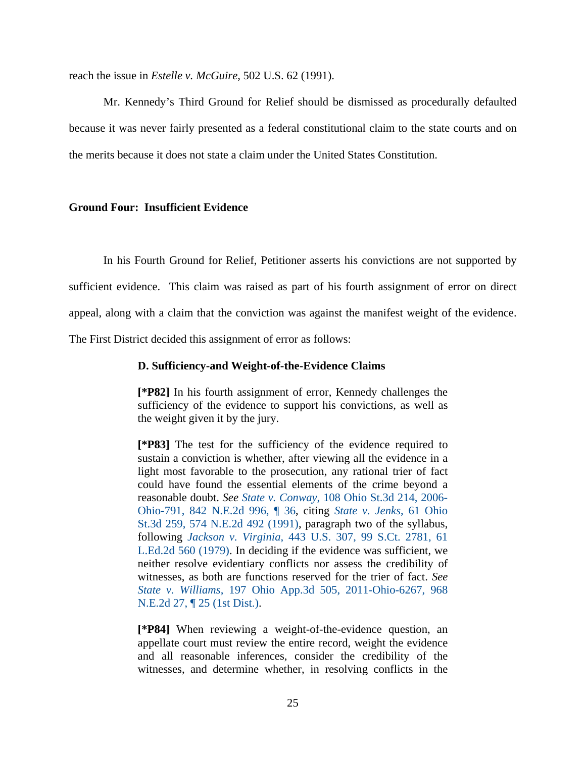reach the issue in *Estelle v. McGuire*, 502 U.S. 62 (1991).

Mr. Kennedy's Third Ground for Relief should be dismissed as procedurally defaulted because it was never fairly presented as a federal constitutional claim to the state courts and on the merits because it does not state a claim under the United States Constitution.

**Ground Four: Insufficient Evidence**

In his Fourth Ground for Relief, Petitioner asserts his convictions are not supported by sufficient evidence. This claim was raised as part of his fourth assignment of error on direct appeal, along with a claim that the conviction was against the manifest weight of the evidence. The First District decided this assignment of error as follows:

> **D. Sufficiency-and Weight-of-the-Evidence Claims**
>
> **[*P82]** In his fourth assignment of error, Kennedy challenges the sufficiency of the evidence to support his convictions, as well as the weight given it by the jury.
>
> **[*P83]** The test for the sufficiency of the evidence required to sustain a conviction is whether, after viewing all the evidence in a light most favorable to the prosecution, any rational trier of fact could have found the essential elements of the crime beyond a reasonable doubt. *See State v. Conway*, 108 Ohio St.3d 214, 2006-Ohio-791, 842 N.E.2d 996, ¶ 36, citing *State v. Jenks*, 61 Ohio St.3d 259, 574 N.E.2d 492 (1991), paragraph two of the syllabus, following *Jackson v. Virginia*, 443 U.S. 307, 99 S.Ct. 2781, 61 L.Ed.2d 560 (1979). In deciding if the evidence was sufficient, we neither resolve evidentiary conflicts nor assess the credibility of witnesses, as both are functions reserved for the trier of fact. *See State v. Williams*, 197 Ohio App.3d 505, 2011-Ohio-6267, 968 N.E.2d 27, ¶ 25 (1st Dist.).
>
> **[*P84]** When reviewing a weight-of-the-evidence question, an appellate court must review the entire record, weight the evidence and all reasonable inferences, consider the credibility of the witnesses, and determine whether, in resolving conflicts in the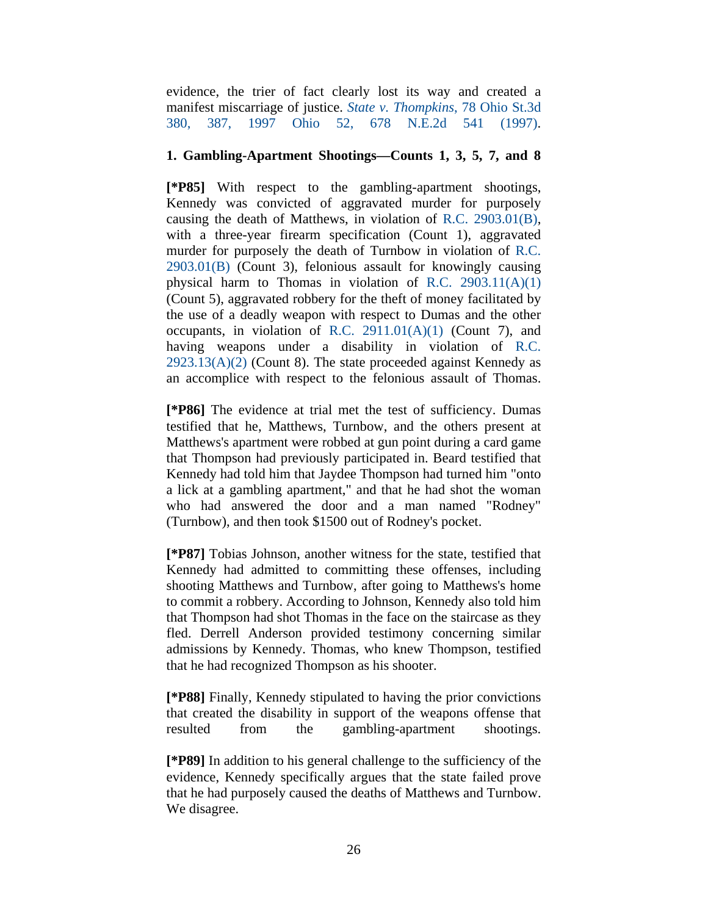evidence, the trier of fact clearly lost its way and created a manifest miscarriage of justice. *State v. Thompkins*, 78 Ohio St.3d 380, 387, 1997 Ohio 52, 678 N.E.2d 541 (1997).

**1. Gambling-Apartment Shootings—Counts 1, 3, 5, 7, and 8**

**[*P85]** With respect to the gambling-apartment shootings, Kennedy was convicted of aggravated murder for purposely causing the death of Matthews, in violation of R.C. 2903.01(B), with a three-year firearm specification (Count 1), aggravated murder for purposely the death of Turnbow in violation of R.C. 2903.01(B) (Count 3), felonious assault for knowingly causing physical harm to Thomas in violation of R.C. 2903.11(A)(1) (Count 5), aggravated robbery for the theft of money facilitated by the use of a deadly weapon with respect to Dumas and the other occupants, in violation of R.C. 2911.01(A)(1) (Count 7), and having weapons under a disability in violation of R.C. 2923.13(A)(2) (Count 8). The state proceeded against Kennedy as an accomplice with respect to the felonious assault of Thomas.

**[*P86]** The evidence at trial met the test of sufficiency. Dumas testified that he, Matthews, Turnbow, and the others present at Matthews's apartment were robbed at gun point during a card game that Thompson had previously participated in. Beard testified that Kennedy had told him that Jaydee Thompson had turned him "onto a lick at a gambling apartment," and that he had shot the woman who had answered the door and a man named "Rodney" (Turnbow), and then took $1500 out of Rodney's pocket.

**[*P87]** Tobias Johnson, another witness for the state, testified that Kennedy had admitted to committing these offenses, including shooting Matthews and Turnbow, after going to Matthews's home to commit a robbery. According to Johnson, Kennedy also told him that Thompson had shot Thomas in the face on the staircase as they fled. Derrell Anderson provided testimony concerning similar admissions by Kennedy. Thomas, who knew Thompson, testified that he had recognized Thompson as his shooter.

**[*P88]** Finally, Kennedy stipulated to having the prior convictions that created the disability in support of the weapons offense that resulted from the gambling-apartment shootings.

**[*P89]** In addition to his general challenge to the sufficiency of the evidence, Kennedy specifically argues that the state failed prove that he had purposely caused the deaths of Matthews and Turnbow. We disagree.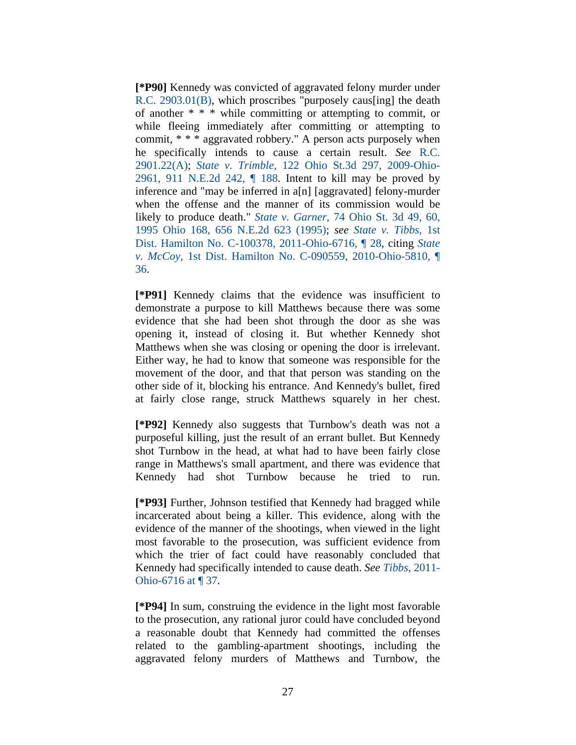**[*P90]** Kennedy was convicted of aggravated felony murder under R.C. 2903.01(B), which proscribes "purposely caus[ing] the death of another * * * while committing or attempting to commit, or while fleeing immediately after committing or attempting to commit, * * * aggravated robbery." A person acts purposely when he specifically intends to cause a certain result. *See* R.C. 2901.22(A); *State v. Trimble*, 122 Ohio St.3d 297, 2009-Ohio-2961, 911 N.E.2d 242, ¶ 188. Intent to kill may be proved by inference and "may be inferred in a[n] [aggravated] felony-murder when the offense and the manner of its commission would be likely to produce death." *State v. Garner*, 74 Ohio St. 3d 49, 60, 1995 Ohio 168, 656 N.E.2d 623 (1995); *see State v. Tibbs*, 1st Dist. Hamilton No. C-100378, 2011-Ohio-6716, ¶ 28, citing *State v. McCoy*, 1st Dist. Hamilton No. C-090559, 2010-Ohio-5810, ¶ 36.

**[*P91]** Kennedy claims that the evidence was insufficient to demonstrate a purpose to kill Matthews because there was some evidence that she had been shot through the door as she was opening it, instead of closing it. But whether Kennedy shot Matthews when she was closing or opening the door is irrelevant. Either way, he had to know that someone was responsible for the movement of the door, and that that person was standing on the other side of it, blocking his entrance. And Kennedy's bullet, fired at fairly close range, struck Matthews squarely in her chest.

**[*P92]** Kennedy also suggests that Turnbow's death was not a purposeful killing, just the result of an errant bullet. But Kennedy shot Turnbow in the head, at what had to have been fairly close range in Matthews's small apartment, and there was evidence that Kennedy had shot Turnbow because he tried to run.

**[*P93]** Further, Johnson testified that Kennedy had bragged while incarcerated about being a killer. This evidence, along with the evidence of the manner of the shootings, when viewed in the light most favorable to the prosecution, was sufficient evidence from which the trier of fact could have reasonably concluded that Kennedy had specifically intended to cause death. *See Tibbs*, 2011-Ohio-6716 at ¶ 37.

**[*P94]** In sum, construing the evidence in the light most favorable to the prosecution, any rational juror could have concluded beyond a reasonable doubt that Kennedy had committed the offenses related to the gambling-apartment shootings, including the aggravated felony murders of Matthews and Turnbow, the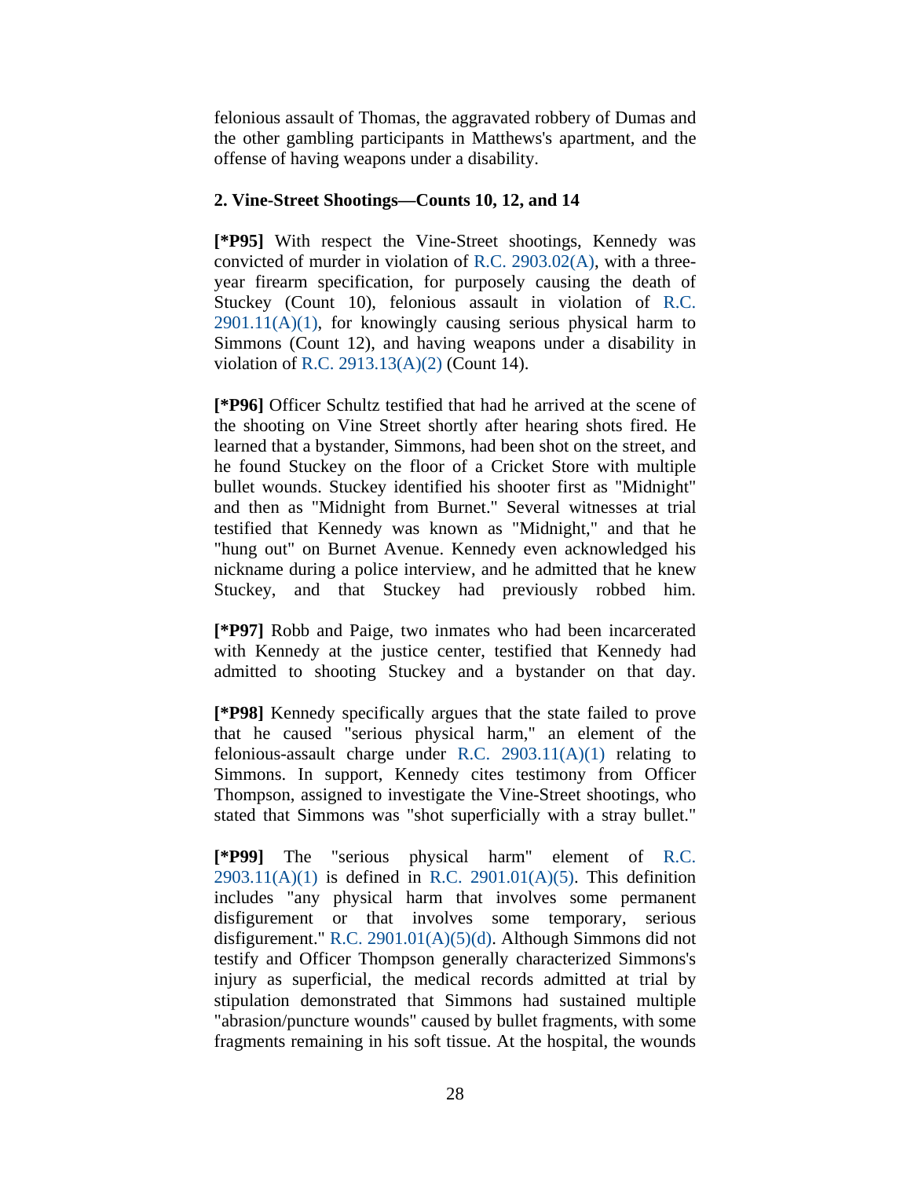felonious assault of Thomas, the aggravated robbery of Dumas and the other gambling participants in Matthews's apartment, and the offense of having weapons under a disability.

**2. Vine-Street Shootings—Counts 10, 12, and 14**

**[*P95]** With respect the Vine-Street shootings, Kennedy was convicted of murder in violation of R.C. 2903.02(A), with a three-year firearm specification, for purposely causing the death of Stuckey (Count 10), felonious assault in violation of R.C. 2901.11(A)(1), for knowingly causing serious physical harm to Simmons (Count 12), and having weapons under a disability in violation of R.C. 2913.13(A)(2) (Count 14).

**[*P96]** Officer Schultz testified that had he arrived at the scene of the shooting on Vine Street shortly after hearing shots fired. He learned that a bystander, Simmons, had been shot on the street, and he found Stuckey on the floor of a Cricket Store with multiple bullet wounds. Stuckey identified his shooter first as "Midnight" and then as "Midnight from Burnet." Several witnesses at trial testified that Kennedy was known as "Midnight," and that he "hung out" on Burnet Avenue. Kennedy even acknowledged his nickname during a police interview, and he admitted that he knew Stuckey, and that Stuckey had previously robbed him.

**[*P97]** Robb and Paige, two inmates who had been incarcerated with Kennedy at the justice center, testified that Kennedy had admitted to shooting Stuckey and a bystander on that day.

**[*P98]** Kennedy specifically argues that the state failed to prove that he caused "serious physical harm," an element of the felonious-assault charge under R.C. 2903.11(A)(1) relating to Simmons. In support, Kennedy cites testimony from Officer Thompson, assigned to investigate the Vine-Street shootings, who stated that Simmons was "shot superficially with a stray bullet."

**[*P99]** The "serious physical harm" element of R.C. 2903.11(A)(1) is defined in R.C. 2901.01(A)(5). This definition includes "any physical harm that involves some permanent disfigurement or that involves some temporary, serious disfigurement." R.C. 2901.01(A)(5)(d). Although Simmons did not testify and Officer Thompson generally characterized Simmons's injury as superficial, the medical records admitted at trial by stipulation demonstrated that Simmons had sustained multiple "abrasion/puncture wounds" caused by bullet fragments, with some fragments remaining in his soft tissue. At the hospital, the wounds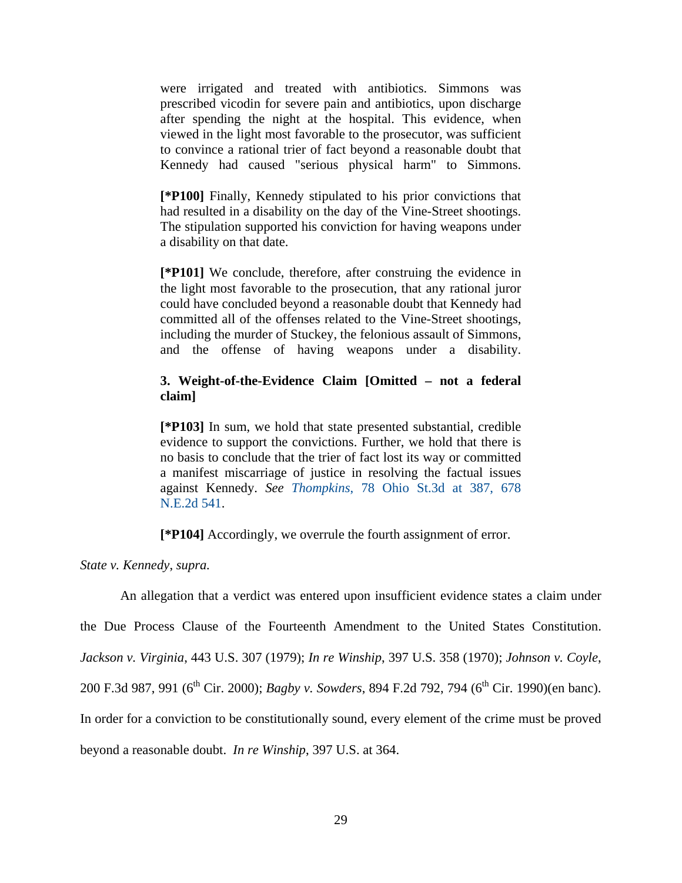> were irrigated and treated with antibiotics. Simmons was prescribed vicodin for severe pain and antibiotics, upon discharge after spending the night at the hospital. This evidence, when viewed in the light most favorable to the prosecutor, was sufficient to convince a rational trier of fact beyond a reasonable doubt that Kennedy had caused "serious physical harm" to Simmons.
>
> **[*P100]** Finally, Kennedy stipulated to his prior convictions that had resulted in a disability on the day of the Vine-Street shootings. The stipulation supported his conviction for having weapons under a disability on that date.
>
> **[*P101]** We conclude, therefore, after construing the evidence in the light most favorable to the prosecution, that any rational juror could have concluded beyond a reasonable doubt that Kennedy had committed all of the offenses related to the Vine-Street shootings, including the murder of Stuckey, the felonious assault of Simmons, and the offense of having weapons under a disability.
>
> **3. Weight-of-the-Evidence Claim [Omitted – not a federal claim]**
>
> **[*P103]** In sum, we hold that state presented substantial, credible evidence to support the convictions. Further, we hold that there is no basis to conclude that the trier of fact lost its way or committed a manifest miscarriage of justice in resolving the factual issues against Kennedy. *See Thompkins*, 78 Ohio St.3d at 387, 678 N.E.2d 541.
>
> **[*P104]** Accordingly, we overrule the fourth assignment of error.

*State v. Kennedy*, *supra.*

An allegation that a verdict was entered upon insufficient evidence states a claim under the Due Process Clause of the Fourteenth Amendment to the United States Constitution. *Jackson v. Virginia*, 443 U.S. 307 (1979); *In re Winship*, 397 U.S. 358 (1970); *Johnson v. Coyle*, 200 F.3d 987, 991 (6th Cir. 2000); *Bagby v. Sowders*, 894 F.2d 792, 794 (6th Cir. 1990)(en banc). In order for a conviction to be constitutionally sound, every element of the crime must be proved beyond a reasonable doubt. *In re Winship*, 397 U.S. at 364.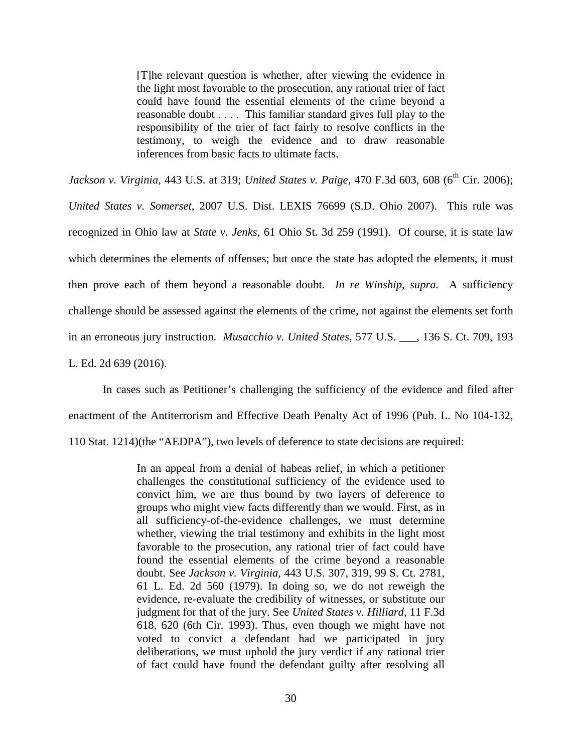> [T]he relevant question is whether, after viewing the evidence in the light most favorable to the prosecution, any rational trier of fact could have found the essential elements of the crime beyond a reasonable doubt . . . . This familiar standard gives full play to the responsibility of the trier of fact fairly to resolve conflicts in the testimony, to weigh the evidence and to draw reasonable inferences from basic facts to ultimate facts.

*Jackson v. Virginia*, 443 U.S. at 319; *United States v. Paige*, 470 F.3d 603, 608 (6th Cir. 2006); *United States v. Somerset*, 2007 U.S. Dist. LEXIS 76699 (S.D. Ohio 2007). This rule was recognized in Ohio law at *State v. Jenks*, 61 Ohio St. 3d 259 (1991). Of course, it is state law which determines the elements of offenses; but once the state has adopted the elements, it must then prove each of them beyond a reasonable doubt. *In re Winship*, *supra.* A sufficiency challenge should be assessed against the elements of the crime, not against the elements set forth in an erroneous jury instruction. *Musacchio v. United States*, 577 U.S. ___, 136 S. Ct. 709, 193 L. Ed. 2d 639 (2016).

In cases such as Petitioner's challenging the sufficiency of the evidence and filed after enactment of the Antiterrorism and Effective Death Penalty Act of 1996 (Pub. L. No 104-132, 110 Stat. 1214)(the "AEDPA"), two levels of deference to state decisions are required:

> In an appeal from a denial of habeas relief, in which a petitioner challenges the constitutional sufficiency of the evidence used to convict him, we are thus bound by two layers of deference to groups who might view facts differently than we would. First, as in all sufficiency-of-the-evidence challenges, we must determine whether, viewing the trial testimony and exhibits in the light most favorable to the prosecution, any rational trier of fact could have found the essential elements of the crime beyond a reasonable doubt. See *Jackson v. Virginia*, 443 U.S. 307, 319, 99 S. Ct. 2781, 61 L. Ed. 2d 560 (1979). In doing so, we do not reweigh the evidence, re-evaluate the credibility of witnesses, or substitute our judgment for that of the jury. See *United States v. Hilliard*, 11 F.3d 618, 620 (6th Cir. 1993). Thus, even though we might have not voted to convict a defendant had we participated in jury deliberations, we must uphold the jury verdict if any rational trier of fact could have found the defendant guilty after resolving all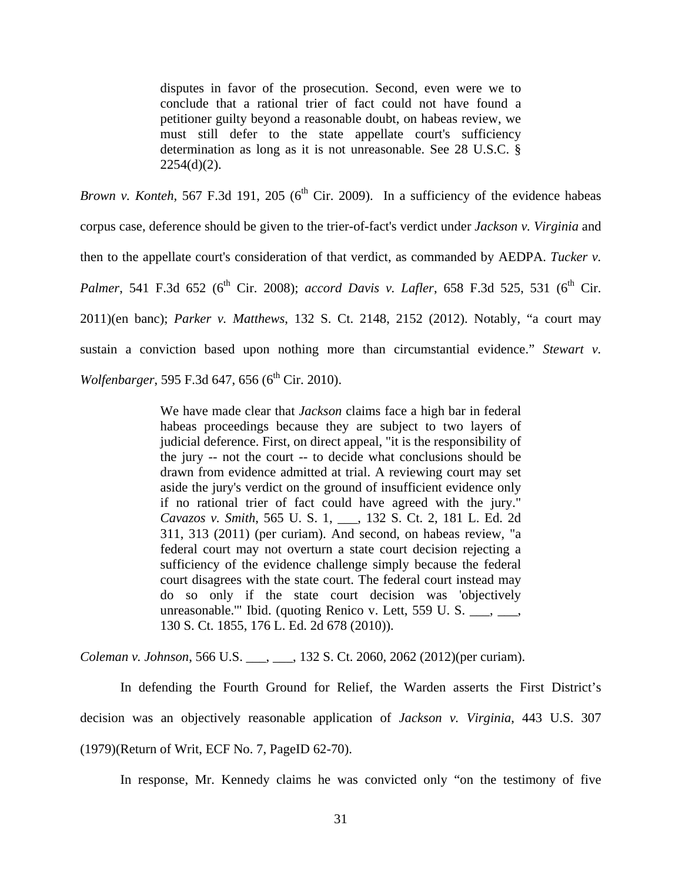> disputes in favor of the prosecution. Second, even were we to conclude that a rational trier of fact could not have found a petitioner guilty beyond a reasonable doubt, on habeas review, we must still defer to the state appellate court's sufficiency determination as long as it is not unreasonable. See 28 U.S.C. § 2254(d)(2).

*Brown v. Konteh*, 567 F.3d 191, 205 (6th Cir. 2009). In a sufficiency of the evidence habeas corpus case, deference should be given to the trier-of-fact's verdict under *Jackson v. Virginia* and then to the appellate court's consideration of that verdict, as commanded by AEDPA. *Tucker v. Palmer*, 541 F.3d 652 (6th Cir. 2008); *accord Davis v. Lafler*, 658 F.3d 525, 531 (6th Cir. 2011)(en banc); *Parker v. Matthews*, 132 S. Ct. 2148, 2152 (2012). Notably, "a court may sustain a conviction based upon nothing more than circumstantial evidence." *Stewart v. Wolfenbarger*, 595 F.3d 647, 656 (6th Cir. 2010).

> We have made clear that *Jackson* claims face a high bar in federal habeas proceedings because they are subject to two layers of judicial deference. First, on direct appeal, "it is the responsibility of the jury -- not the court -- to decide what conclusions should be drawn from evidence admitted at trial. A reviewing court may set aside the jury's verdict on the ground of insufficient evidence only if no rational trier of fact could have agreed with the jury." *Cavazos v. Smith*, 565 U. S. 1, ___, 132 S. Ct. 2, 181 L. Ed. 2d 311, 313 (2011) (per curiam). And second, on habeas review, "a federal court may not overturn a state court decision rejecting a sufficiency of the evidence challenge simply because the federal court disagrees with the state court. The federal court instead may do so only if the state court decision was 'objectively unreasonable.'" Ibid. (quoting Renico v. Lett, 559 U. S. ___, ___, 130 S. Ct. 1855, 176 L. Ed. 2d 678 (2010)).

*Coleman v. Johnson*, 566 U.S. ___, ___, 132 S. Ct. 2060, 2062 (2012)(per curiam).

In defending the Fourth Ground for Relief, the Warden asserts the First District's decision was an objectively reasonable application of *Jackson v. Virginia*, 443 U.S. 307 (1979)(Return of Writ, ECF No. 7, PageID 62-70).

In response, Mr. Kennedy claims he was convicted only "on the testimony of five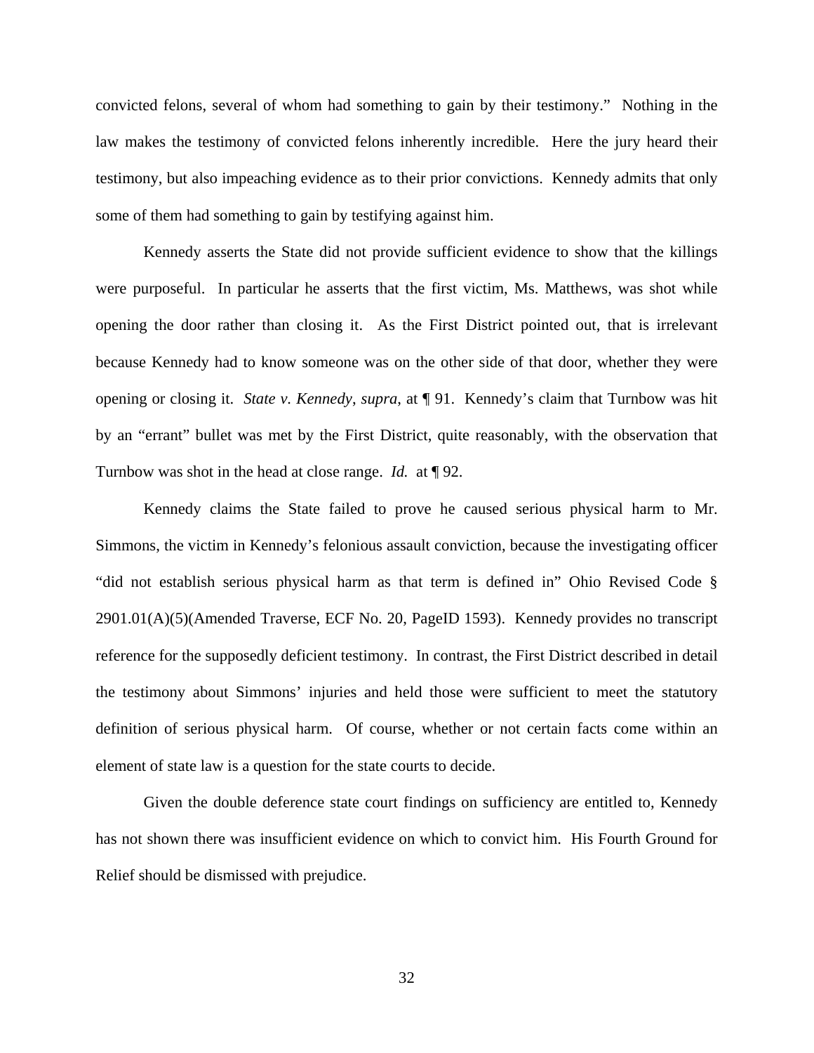convicted felons, several of whom had something to gain by their testimony." Nothing in the law makes the testimony of convicted felons inherently incredible. Here the jury heard their testimony, but also impeaching evidence as to their prior convictions. Kennedy admits that only some of them had something to gain by testifying against him.

Kennedy asserts the State did not provide sufficient evidence to show that the killings were purposeful. In particular he asserts that the first victim, Ms. Matthews, was shot while opening the door rather than closing it. As the First District pointed out, that is irrelevant because Kennedy had to know someone was on the other side of that door, whether they were opening or closing it. *State v. Kennedy*, *supra*, at ¶ 91. Kennedy's claim that Turnbow was hit by an "errant" bullet was met by the First District, quite reasonably, with the observation that Turnbow was shot in the head at close range. *Id.* at ¶ 92.

Kennedy claims the State failed to prove he caused serious physical harm to Mr. Simmons, the victim in Kennedy's felonious assault conviction, because the investigating officer "did not establish serious physical harm as that term is defined in" Ohio Revised Code § 2901.01(A)(5)(Amended Traverse, ECF No. 20, PageID 1593). Kennedy provides no transcript reference for the supposedly deficient testimony. In contrast, the First District described in detail the testimony about Simmons' injuries and held those were sufficient to meet the statutory definition of serious physical harm. Of course, whether or not certain facts come within an element of state law is a question for the state courts to decide.

Given the double deference state court findings on sufficiency are entitled to, Kennedy has not shown there was insufficient evidence on which to convict him. His Fourth Ground for Relief should be dismissed with prejudice.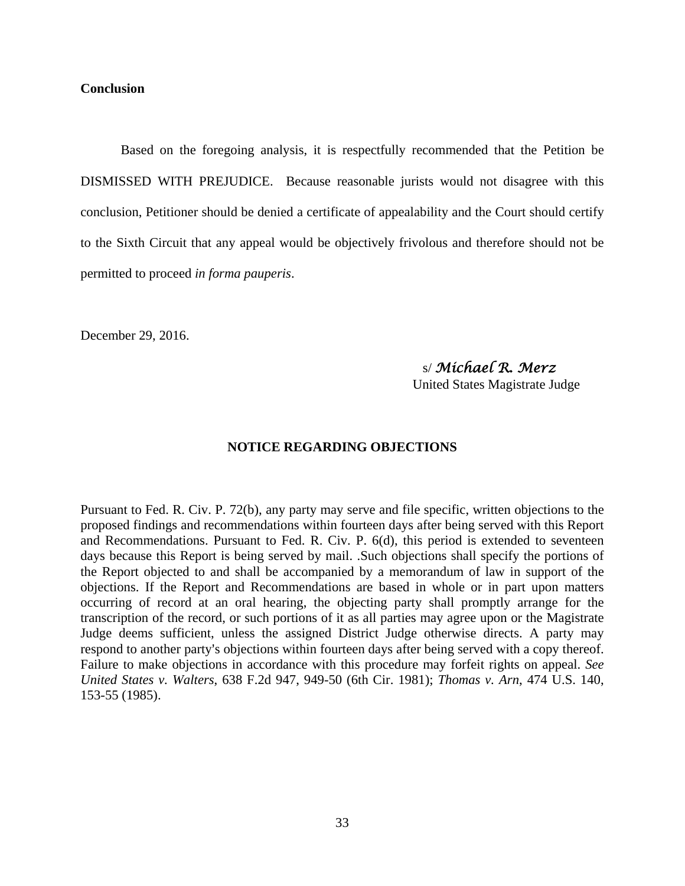**Conclusion**

Based on the foregoing analysis, it is respectfully recommended that the Petition be DISMISSED WITH PREJUDICE. Because reasonable jurists would not disagree with this conclusion, Petitioner should be denied a certificate of appealability and the Court should certify to the Sixth Circuit that any appeal would be objectively frivolous and therefore should not be permitted to proceed *in forma pauperis*.

December 29, 2016.

s/ *Michael R. Merz*
United States Magistrate Judge

**NOTICE REGARDING OBJECTIONS**

Pursuant to Fed. R. Civ. P. 72(b), any party may serve and file specific, written objections to the proposed findings and recommendations within fourteen days after being served with this Report and Recommendations. Pursuant to Fed. R. Civ. P. 6(d), this period is extended to seventeen days because this Report is being served by mail. .Such objections shall specify the portions of the Report objected to and shall be accompanied by a memorandum of law in support of the objections. If the Report and Recommendations are based in whole or in part upon matters occurring of record at an oral hearing, the objecting party shall promptly arrange for the transcription of the record, or such portions of it as all parties may agree upon or the Magistrate Judge deems sufficient, unless the assigned District Judge otherwise directs. A party may respond to another party's objections within fourteen days after being served with a copy thereof. Failure to make objections in accordance with this procedure may forfeit rights on appeal. *See United States v. Walters*, 638 F.2d 947, 949-50 (6th Cir. 1981); *Thomas v. Arn*, 474 U.S. 140, 153-55 (1985).